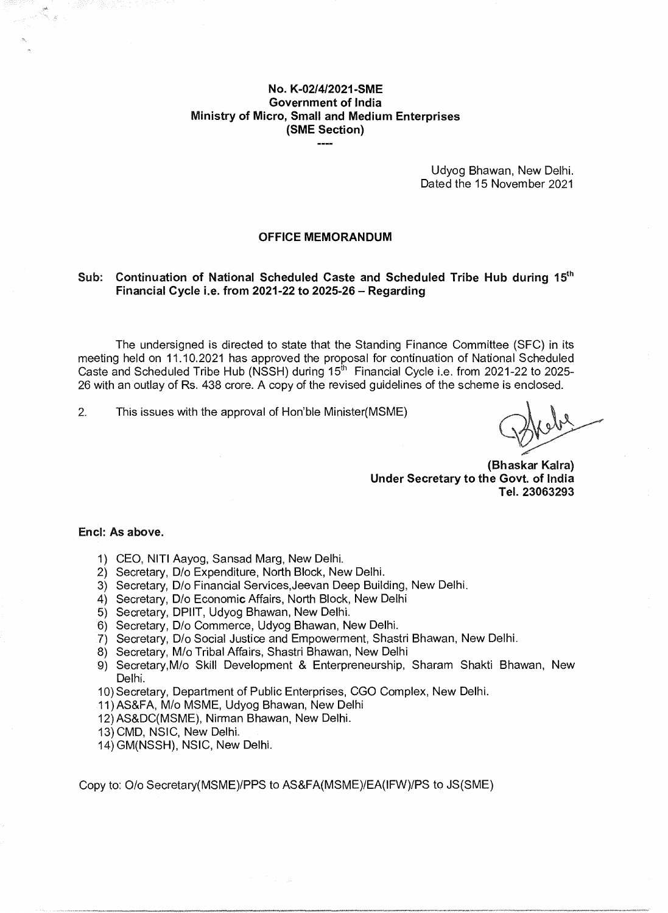**No. K-02/4/2021-SME**
**Government of India**
**Ministry of Micro, Small and Medium Enterprises**
**(SME Section)**

----

Udyog Bhawan, New Delhi.
Dated the 15 November 2021

## OFFICE MEMORANDUM

**Sub: Continuation of National Scheduled Caste and Scheduled Tribe Hub during 15th Financial Cycle i.e. from 2021-22 to 2025-26 – Regarding**

The undersigned is directed to state that the Standing Finance Committee (SFC) in its meeting held on 11.10.2021 has approved the proposal for continuation of National Scheduled Caste and Scheduled Tribe Hub (NSSH) during 15th Financial Cycle i.e. from 2021-22 to 2025-26 with an outlay of Rs. 438 crore. A copy of the revised guidelines of the scheme is enclosed.

2. This issues with the approval of Hon'ble Minister(MSME)

**(Bhaskar Kalra)**
**Under Secretary to the Govt. of India**
**Tel. 23063293**

**Encl: As above.**

1) CEO, NITI Aayog, Sansad Marg, New Delhi.
2) Secretary, D/o Expenditure, North Block, New Delhi.
3) Secretary, D/o Financial Services,Jeevan Deep Building, New Delhi.
4) Secretary, D/o Economic Affairs, North Block, New Delhi
5) Secretary, DPIIT, Udyog Bhawan, New Delhi.
6) Secretary, D/o Commerce, Udyog Bhawan, New Delhi.
7) Secretary, D/o Social Justice and Empowerment, Shastri Bhawan, New Delhi.
8) Secretary, M/o Tribal Affairs, Shastri Bhawan, New Delhi
9) Secretary,M/o Skill Development & Enterpreneurship, Sharam Shakti Bhawan, New Delhi.
10) Secretary, Department of Public Enterprises, CGO Complex, New Delhi.
11) AS&FA, M/o MSME, Udyog Bhawan, New Delhi
12) AS&DC(MSME), Nirman Bhawan, New Delhi.
13) CMD, NSIC, New Delhi.
14) GM(NSSH), NSIC, New Delhi.

Copy to: O/o Secretary(MSME)/PPS to AS&FA(MSME)/EA(IFW)/PS to JS(SME)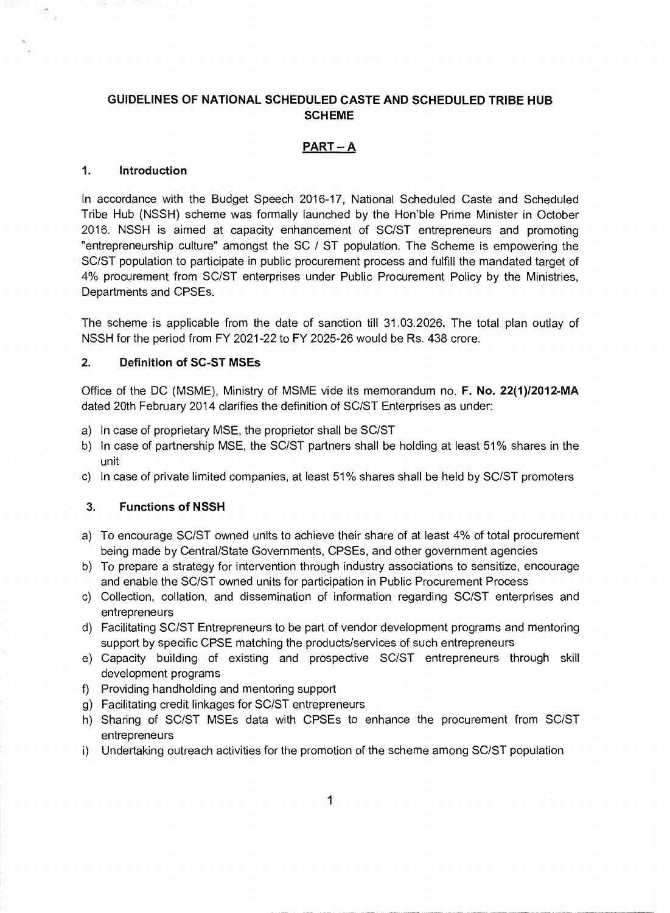# GUIDELINES OF NATIONAL SCHEDULED CASTE AND SCHEDULED TRIBE HUB SCHEME

## PART – A

### 1. Introduction

In accordance with the Budget Speech 2016-17, National Scheduled Caste and Scheduled Tribe Hub (NSSH) scheme was formally launched by the Hon'ble Prime Minister in October 2016. NSSH is aimed at capacity enhancement of SC/ST entrepreneurs and promoting "entrepreneurship culture" amongst the SC / ST population. The Scheme is empowering the SC/ST population to participate in public procurement process and fulfill the mandated target of 4% procurement from SC/ST enterprises under Public Procurement Policy by the Ministries, Departments and CPSEs.

The scheme is applicable from the date of sanction till 31.03.2026. The total plan outlay of NSSH for the period from FY 2021-22 to FY 2025-26 would be Rs. 438 crore.

### 2. Definition of SC-ST MSEs

Office of the DC (MSME), Ministry of MSME vide its memorandum no. **F. No. 22(1)/2012-MA** dated 20th February 2014 clarifies the definition of SC/ST Enterprises as under:

a) In case of proprietary MSE, the proprietor shall be SC/ST
b) In case of partnership MSE, the SC/ST partners shall be holding at least 51% shares in the unit
c) In case of private limited companies, at least 51% shares shall be held by SC/ST promoters

### 3. Functions of NSSH

a) To encourage SC/ST owned units to achieve their share of at least 4% of total procurement being made by Central/State Governments, CPSEs, and other government agencies
b) To prepare a strategy for intervention through industry associations to sensitize, encourage and enable the SC/ST owned units for participation in Public Procurement Process
c) Collection, collation, and dissemination of information regarding SC/ST enterprises and entrepreneurs
d) Facilitating SC/ST Entrepreneurs to be part of vendor development programs and mentoring support by specific CPSE matching the products/services of such entrepreneurs
e) Capacity building of existing and prospective SC/ST entrepreneurs through skill development programs
f) Providing handholding and mentoring support
g) Facilitating credit linkages for SC/ST entrepreneurs
h) Sharing of SC/ST MSEs data with CPSEs to enhance the procurement from SC/ST entrepreneurs
i) Undertaking outreach activities for the promotion of the scheme among SC/ST population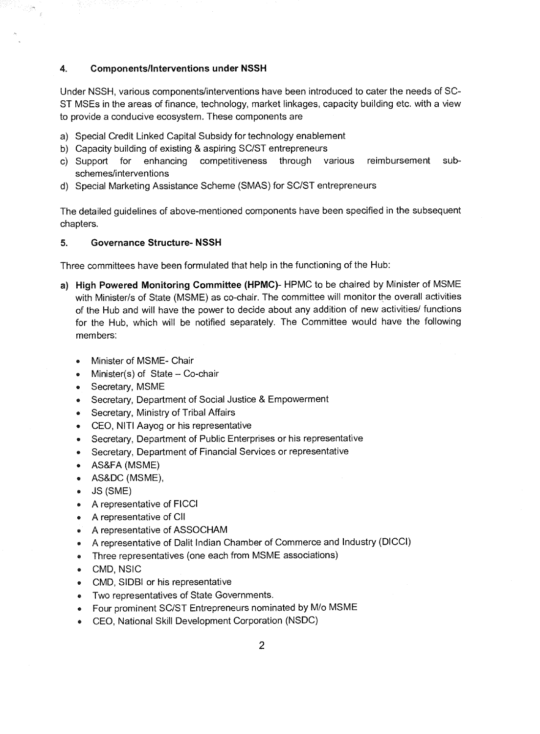## 4. Components/Interventions under NSSH

Under NSSH, various components/interventions have been introduced to cater the needs of SC-ST MSEs in the areas of finance, technology, market linkages, capacity building etc. with a view to provide a conducive ecosystem. These components are

a) Special Credit Linked Capital Subsidy for technology enablement
b) Capacity building of existing & aspiring SC/ST entrepreneurs
c) Support for enhancing competitiveness through various reimbursement sub-schemes/interventions
d) Special Marketing Assistance Scheme (SMAS) for SC/ST entrepreneurs

The detailed guidelines of above-mentioned components have been specified in the subsequent chapters.

## 5. Governance Structure- NSSH

Three committees have been formulated that help in the functioning of the Hub:

a) **High Powered Monitoring Committee (HPMC)**- HPMC to be chaired by Minister of MSME with Minister/s of State (MSME) as co-chair. The committee will monitor the overall activities of the Hub and will have the power to decide about any addition of new activities/ functions for the Hub, which will be notified separately. The Committee would have the following members:

- Minister of MSME- Chair
- Minister(s) of State – Co-chair
- Secretary, MSME
- Secretary, Department of Social Justice & Empowerment
- Secretary, Ministry of Tribal Affairs
- CEO, NITI Aayog or his representative
- Secretary, Department of Public Enterprises or his representative
- Secretary, Department of Financial Services or representative
- AS&FA (MSME)
- AS&DC (MSME),
- JS (SME)
- A representative of FICCI
- A representative of CII
- A representative of ASSOCHAM
- A representative of Dalit Indian Chamber of Commerce and Industry (DICCI)
- Three representatives (one each from MSME associations)
- CMD, NSIC
- CMD, SIDBI or his representative
- Two representatives of State Governments.
- Four prominent SC/ST Entrepreneurs nominated by M/o MSME
- CEO, National Skill Development Corporation (NSDC)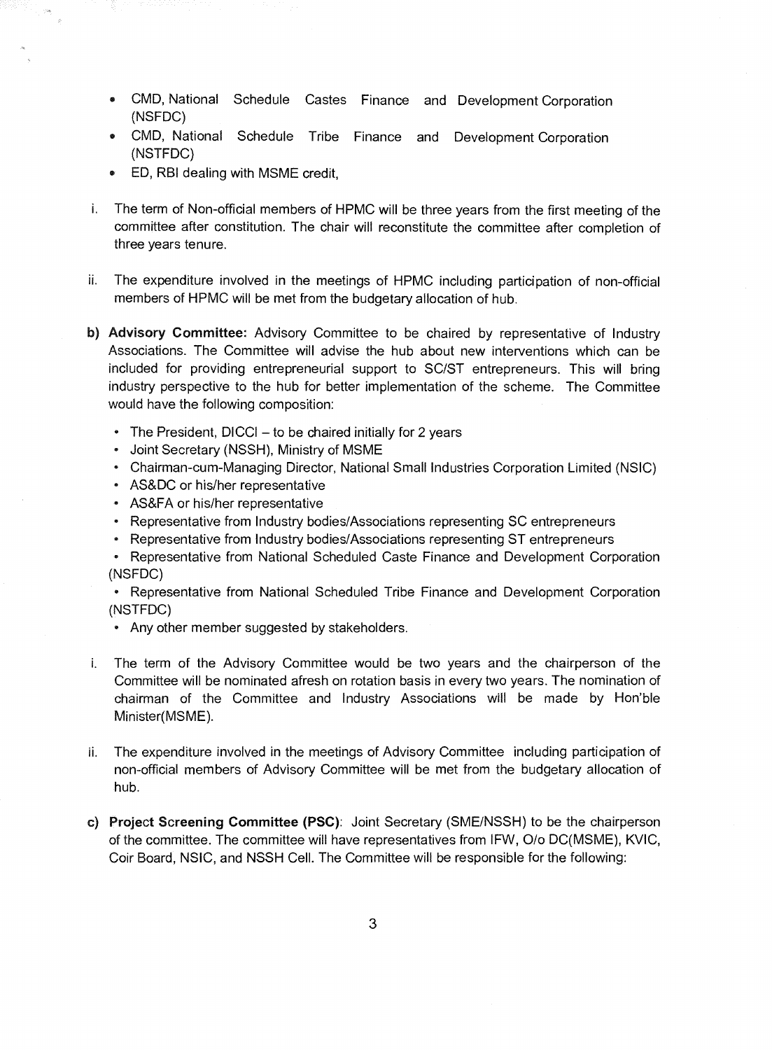- CMD, National Schedule Castes Finance and Development Corporation (NSFDC)
- CMD, National Schedule Tribe Finance and Development Corporation (NSTFDC)
- ED, RBI dealing with MSME credit,

i. The term of Non-official members of HPMC will be three years from the first meeting of the committee after constitution. The chair will reconstitute the committee after completion of three years tenure.

ii. The expenditure involved in the meetings of HPMC including participation of non-official members of HPMC will be met from the budgetary allocation of hub.

**b) Advisory Committee:** Advisory Committee to be chaired by representative of Industry Associations. The Committee will advise the hub about new interventions which can be included for providing entrepreneurial support to SC/ST entrepreneurs. This will bring industry perspective to the hub for better implementation of the scheme. The Committee would have the following composition:

- The President, DICCI – to be chaired initially for 2 years
- Joint Secretary (NSSH), Ministry of MSME
- Chairman-cum-Managing Director, National Small Industries Corporation Limited (NSIC)
- AS&DC or his/her representative
- AS&FA or his/her representative
- Representative from Industry bodies/Associations representing SC entrepreneurs
- Representative from Industry bodies/Associations representing ST entrepreneurs
- Representative from National Scheduled Caste Finance and Development Corporation (NSFDC)
- Representative from National Scheduled Tribe Finance and Development Corporation (NSTFDC)
- Any other member suggested by stakeholders.

i. The term of the Advisory Committee would be two years and the chairperson of the Committee will be nominated afresh on rotation basis in every two years. The nomination of chairman of the Committee and Industry Associations will be made by Hon'ble Minister(MSME).

ii. The expenditure involved in the meetings of Advisory Committee including participation of non-official members of Advisory Committee will be met from the budgetary allocation of hub.

**c) Project Screening Committee (PSC)**: Joint Secretary (SME/NSSH) to be the chairperson of the committee. The committee will have representatives from IFW, O/o DC(MSME), KVIC, Coir Board, NSIC, and NSSH Cell. The Committee will be responsible for the following: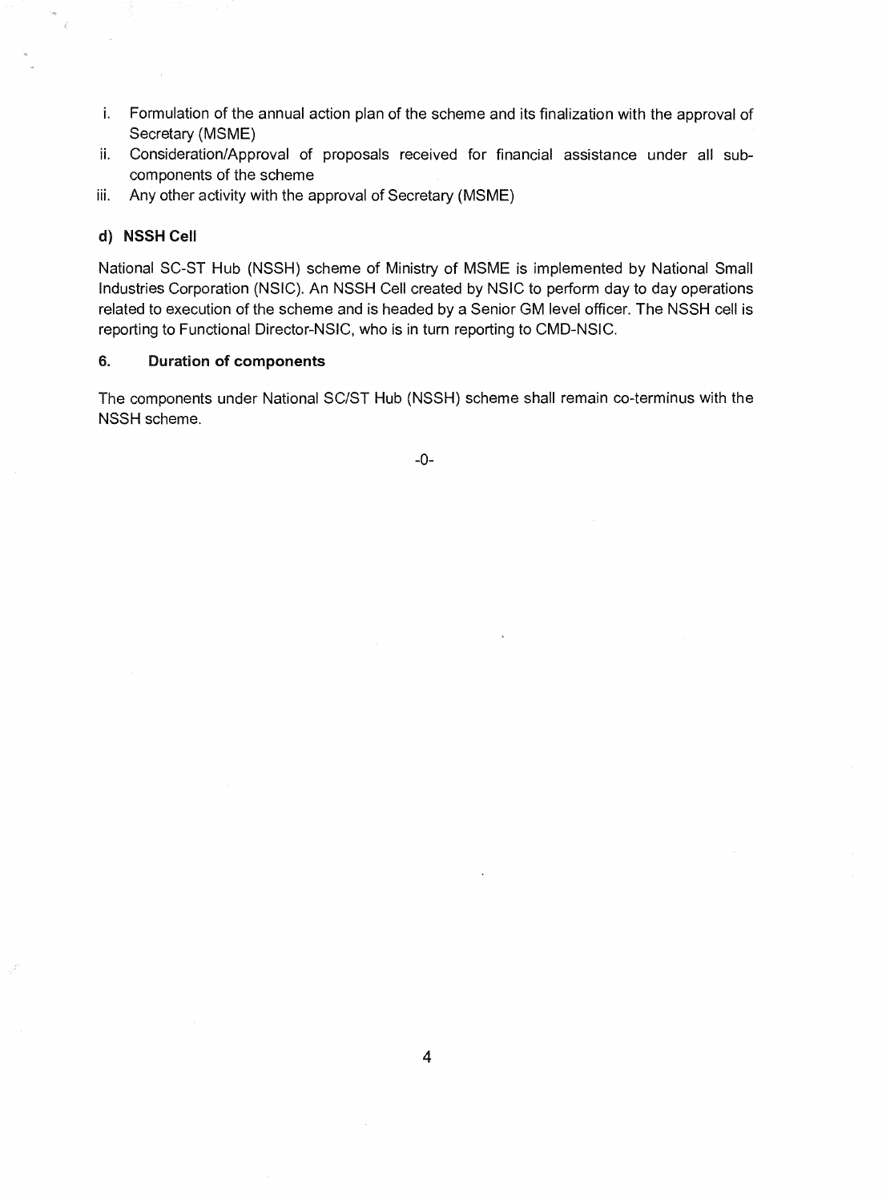i. Formulation of the annual action plan of the scheme and its finalization with the approval of Secretary (MSME)
ii. Consideration/Approval of proposals received for financial assistance under all sub-components of the scheme
iii. Any other activity with the approval of Secretary (MSME)

**d) NSSH Cell**

National SC-ST Hub (NSSH) scheme of Ministry of MSME is implemented by National Small Industries Corporation (NSIC). An NSSH Cell created by NSIC to perform day to day operations related to execution of the scheme and is headed by a Senior GM level officer. The NSSH cell is reporting to Functional Director-NSIC, who is in turn reporting to CMD-NSIC.

### 6. Duration of components

The components under National SC/ST Hub (NSSH) scheme shall remain co-terminus with the NSSH scheme.

-0-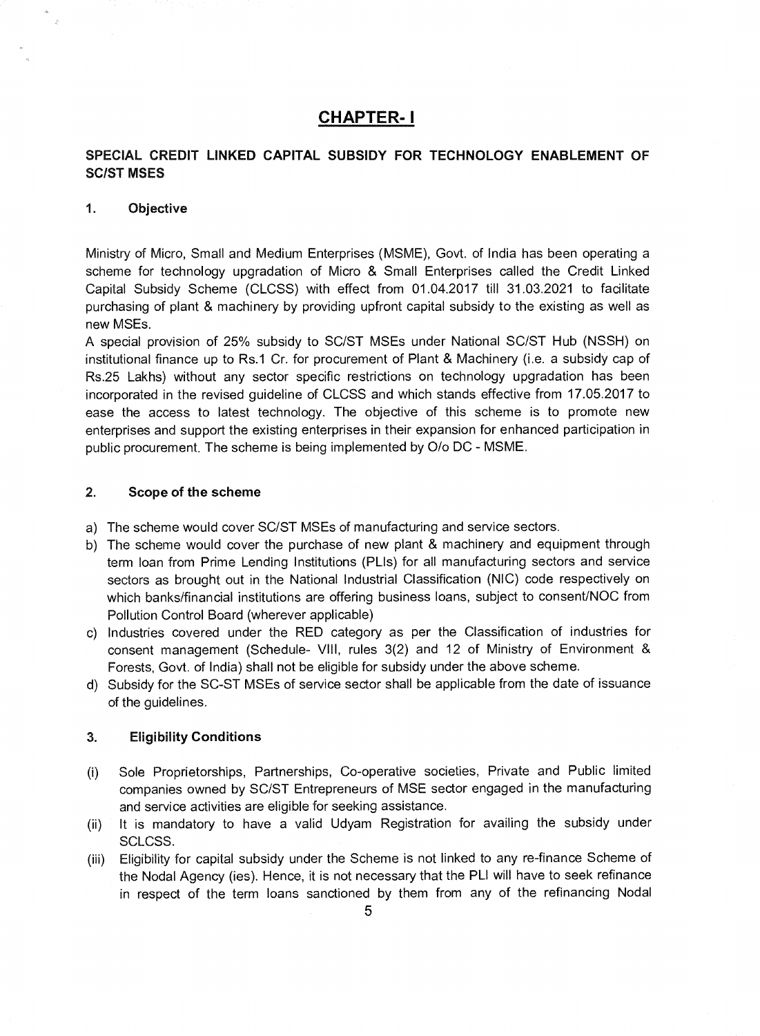# CHAPTER- I

## SPECIAL CREDIT LINKED CAPITAL SUBSIDY FOR TECHNOLOGY ENABLEMENT OF SC/ST MSES

### 1. Objective

Ministry of Micro, Small and Medium Enterprises (MSME), Govt. of India has been operating a scheme for technology upgradation of Micro & Small Enterprises called the Credit Linked Capital Subsidy Scheme (CLCSS) with effect from 01.04.2017 till 31.03.2021 to facilitate purchasing of plant & machinery by providing upfront capital subsidy to the existing as well as new MSEs.

A special provision of 25% subsidy to SC/ST MSEs under National SC/ST Hub (NSSH) on institutional finance up to Rs.1 Cr. for procurement of Plant & Machinery (i.e. a subsidy cap of Rs.25 Lakhs) without any sector specific restrictions on technology upgradation has been incorporated in the revised guideline of CLCSS and which stands effective from 17.05.2017 to ease the access to latest technology. The objective of this scheme is to promote new enterprises and support the existing enterprises in their expansion for enhanced participation in public procurement. The scheme is being implemented by O/o DC - MSME.

### 2. Scope of the scheme

a) The scheme would cover SC/ST MSEs of manufacturing and service sectors.
b) The scheme would cover the purchase of new plant & machinery and equipment through term loan from Prime Lending Institutions (PLIs) for all manufacturing sectors and service sectors as brought out in the National Industrial Classification (NIC) code respectively on which banks/financial institutions are offering business loans, subject to consent/NOC from Pollution Control Board (wherever applicable)
c) Industries covered under the RED category as per the Classification of industries for consent management (Schedule- VIII, rules 3(2) and 12 of Ministry of Environment & Forests, Govt. of India) shall not be eligible for subsidy under the above scheme.
d) Subsidy for the SC-ST MSEs of service sector shall be applicable from the date of issuance of the guidelines.

### 3. Eligibility Conditions

(i) Sole Proprietorships, Partnerships, Co-operative societies, Private and Public limited companies owned by SC/ST Entrepreneurs of MSE sector engaged in the manufacturing and service activities are eligible for seeking assistance.
(ii) It is mandatory to have a valid Udyam Registration for availing the subsidy under SCLCSS.
(iii) Eligibility for capital subsidy under the Scheme is not linked to any re-finance Scheme of the Nodal Agency (ies). Hence, it is not necessary that the PLI will have to seek refinance in respect of the term loans sanctioned by them from any of the refinancing Nodal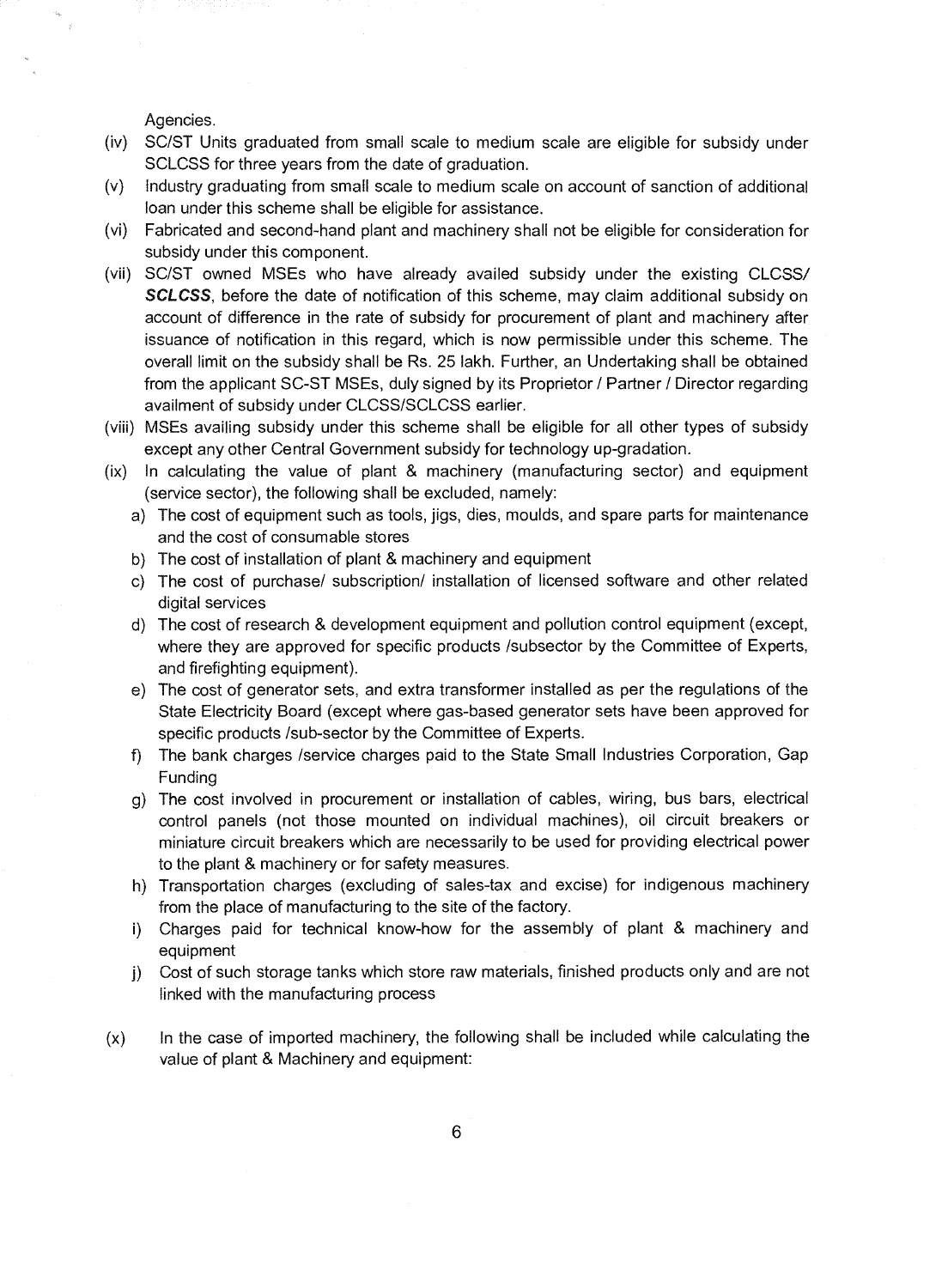Agencies.

(iv) SC/ST Units graduated from small scale to medium scale are eligible for subsidy under SCLCSS for three years from the date of graduation.

(v) Industry graduating from small scale to medium scale on account of sanction of additional loan under this scheme shall be eligible for assistance.

(vi) Fabricated and second-hand plant and machinery shall not be eligible for consideration for subsidy under this component.

(vii) SC/ST owned MSEs who have already availed subsidy under the existing CLCSS/ ***SCLCSS***, before the date of notification of this scheme, may claim additional subsidy on account of difference in the rate of subsidy for procurement of plant and machinery after issuance of notification in this regard, which is now permissible under this scheme. The overall limit on the subsidy shall be Rs. 25 lakh. Further, an Undertaking shall be obtained from the applicant SC-ST MSEs, duly signed by its Proprietor / Partner / Director regarding availment of subsidy under CLCSS/SCLCSS earlier.

(viii) MSEs availing subsidy under this scheme shall be eligible for all other types of subsidy except any other Central Government subsidy for technology up-gradation.

(ix) In calculating the value of plant & machinery (manufacturing sector) and equipment (service sector), the following shall be excluded, namely:

  a) The cost of equipment such as tools, jigs, dies, moulds, and spare parts for maintenance and the cost of consumable stores
  b) The cost of installation of plant & machinery and equipment
  c) The cost of purchase/ subscription/ installation of licensed software and other related digital services
  d) The cost of research & development equipment and pollution control equipment (except, where they are approved for specific products /subsector by the Committee of Experts, and firefighting equipment).
  e) The cost of generator sets, and extra transformer installed as per the regulations of the State Electricity Board (except where gas-based generator sets have been approved for specific products /sub-sector by the Committee of Experts.
  f) The bank charges /service charges paid to the State Small Industries Corporation, Gap Funding
  g) The cost involved in procurement or installation of cables, wiring, bus bars, electrical control panels (not those mounted on individual machines), oil circuit breakers or miniature circuit breakers which are necessarily to be used for providing electrical power to the plant & machinery or for safety measures.
  h) Transportation charges (excluding of sales-tax and excise) for indigenous machinery from the place of manufacturing to the site of the factory.
  i) Charges paid for technical know-how for the assembly of plant & machinery and equipment
  j) Cost of such storage tanks which store raw materials, finished products only and are not linked with the manufacturing process

(x) In the case of imported machinery, the following shall be included while calculating the value of plant & Machinery and equipment: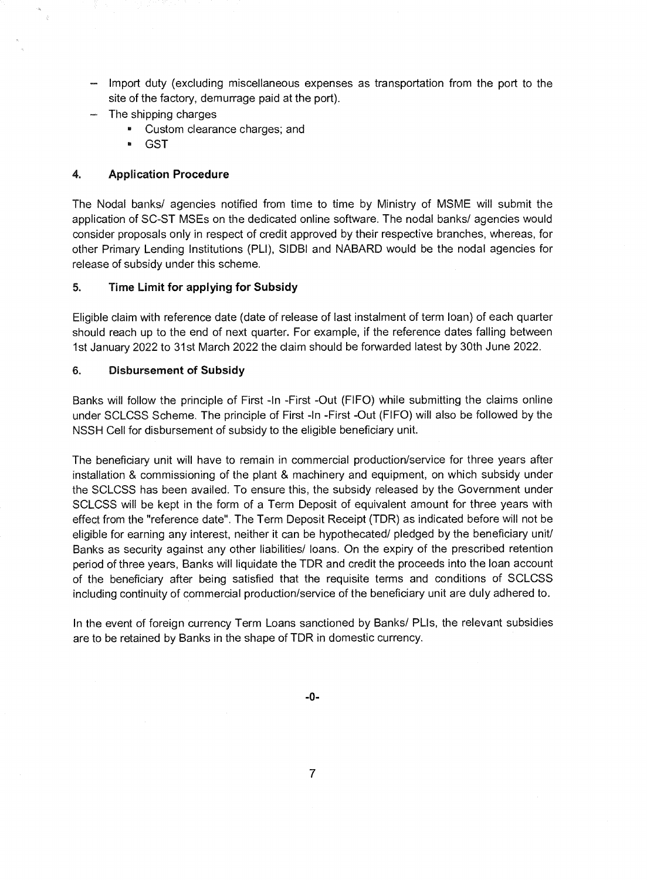- Import duty (excluding miscellaneous expenses as transportation from the port to the site of the factory, demurrage paid at the port).
- The shipping charges
    - Custom clearance charges; and
    - GST

### 4. Application Procedure

The Nodal banks/ agencies notified from time to time by Ministry of MSME will submit the application of SC-ST MSEs on the dedicated online software. The nodal banks/ agencies would consider proposals only in respect of credit approved by their respective branches, whereas, for other Primary Lending Institutions (PLI), SIDBI and NABARD would be the nodal agencies for release of subsidy under this scheme.

### 5. Time Limit for applying for Subsidy

Eligible claim with reference date (date of release of last instalment of term loan) of each quarter should reach up to the end of next quarter. For example, if the reference dates falling between 1st January 2022 to 31st March 2022 the claim should be forwarded latest by 30th June 2022.

### 6. Disbursement of Subsidy

Banks will follow the principle of First -In -First -Out (FIFO) while submitting the claims online under SCLCSS Scheme. The principle of First -In -First -Out (FIFO) will also be followed by the NSSH Cell for disbursement of subsidy to the eligible beneficiary unit.

The beneficiary unit will have to remain in commercial production/service for three years after installation & commissioning of the plant & machinery and equipment, on which subsidy under the SCLCSS has been availed. To ensure this, the subsidy released by the Government under SCLCSS will be kept in the form of a Term Deposit of equivalent amount for three years with effect from the "reference date". The Term Deposit Receipt (TDR) as indicated before will not be eligible for earning any interest, neither it can be hypothecated/ pledged by the beneficiary unit/ Banks as security against any other liabilities/ loans. On the expiry of the prescribed retention period of three years, Banks will liquidate the TDR and credit the proceeds into the loan account of the beneficiary after being satisfied that the requisite terms and conditions of SCLCSS including continuity of commercial production/service of the beneficiary unit are duly adhered to.

In the event of foreign currency Term Loans sanctioned by Banks/ PLIs, the relevant subsidies are to be retained by Banks in the shape of TDR in domestic currency.

-0-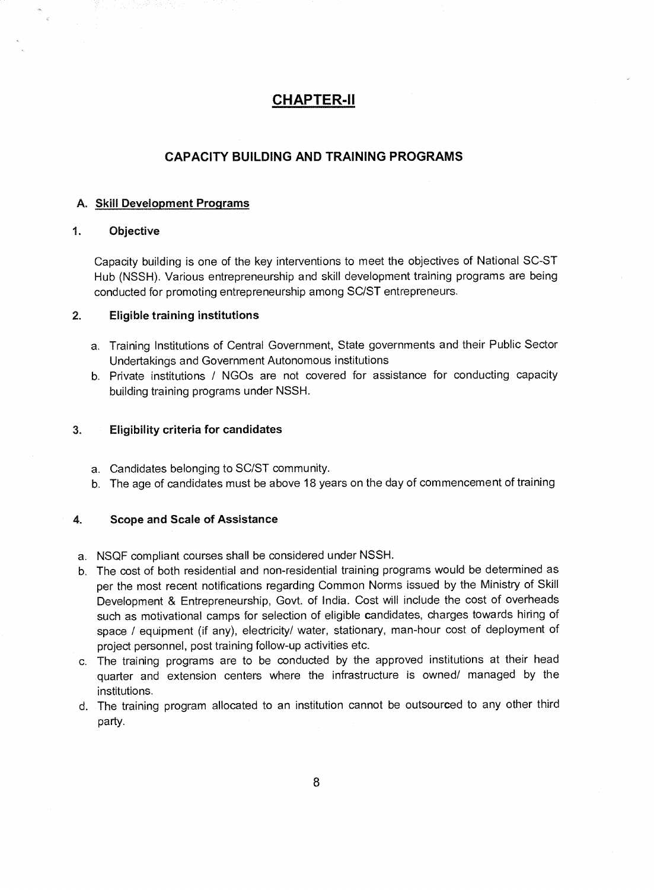# CHAPTER-II

## CAPACITY BUILDING AND TRAINING PROGRAMS

### A. Skill Development Programs

#### 1. Objective

Capacity building is one of the key interventions to meet the objectives of National SC-ST Hub (NSSH). Various entrepreneurship and skill development training programs are being conducted for promoting entrepreneurship among SC/ST entrepreneurs.

#### 2. Eligible training institutions

a. Training Institutions of Central Government, State governments and their Public Sector Undertakings and Government Autonomous institutions
b. Private institutions / NGOs are not covered for assistance for conducting capacity building training programs under NSSH.

#### 3. Eligibility criteria for candidates

a. Candidates belonging to SC/ST community.
b. The age of candidates must be above 18 years on the day of commencement of training

#### 4. Scope and Scale of Assistance

a. NSQF compliant courses shall be considered under NSSH.
b. The cost of both residential and non-residential training programs would be determined as per the most recent notifications regarding Common Norms issued by the Ministry of Skill Development & Entrepreneurship, Govt. of India. Cost will include the cost of overheads such as motivational camps for selection of eligible candidates, charges towards hiring of space / equipment (if any), electricity/ water, stationary, man-hour cost of deployment of project personnel, post training follow-up activities etc.
c. The training programs are to be conducted by the approved institutions at their head quarter and extension centers where the infrastructure is owned/ managed by the institutions.
d. The training program allocated to an institution cannot be outsourced to any other third party.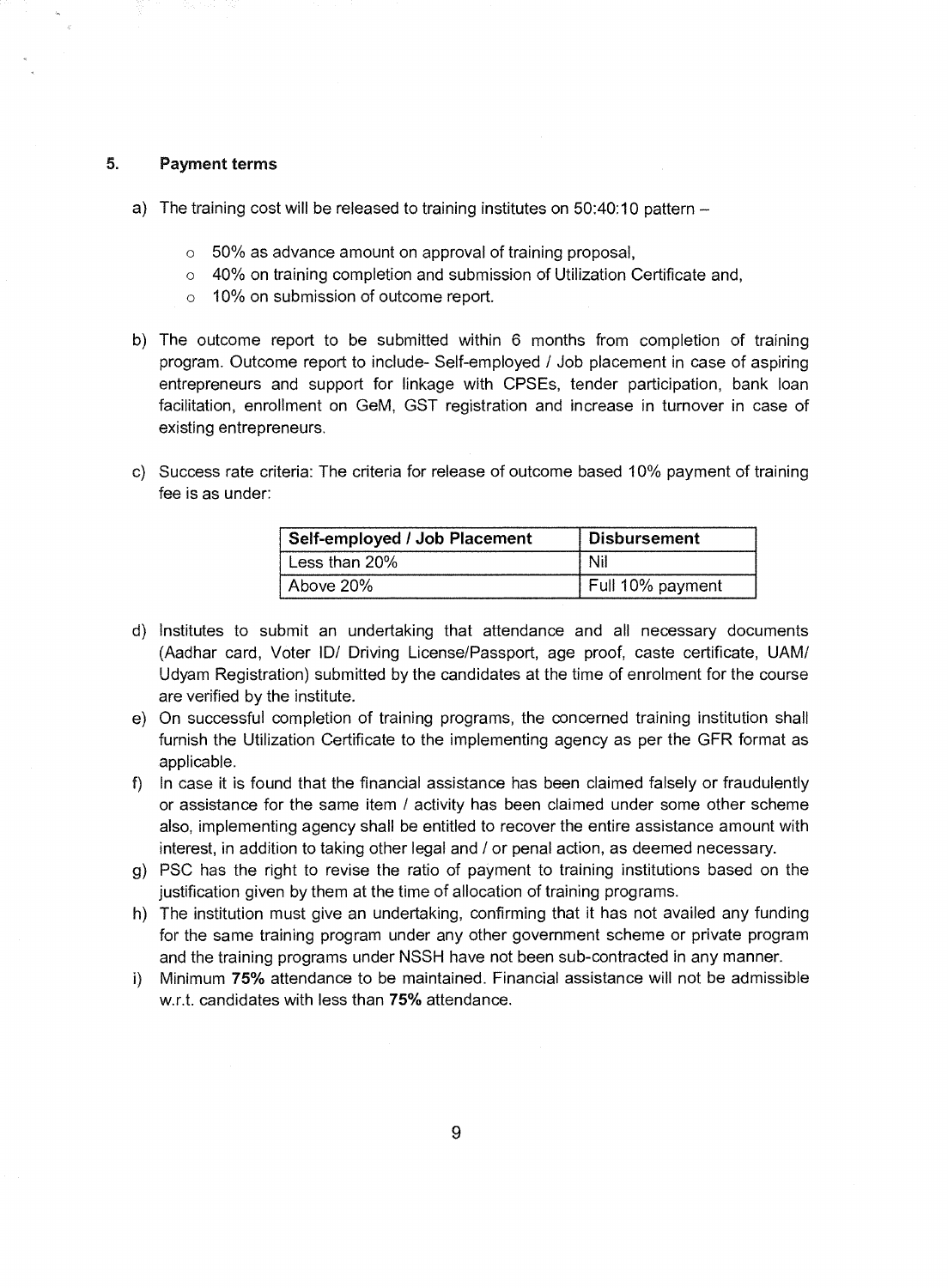## 5. Payment terms

a) The training cost will be released to training institutes on 50:40:10 pattern –

- 50% as advance amount on approval of training proposal,
- 40% on training completion and submission of Utilization Certificate and,
- 10% on submission of outcome report.

b) The outcome report to be submitted within 6 months from completion of training program. Outcome report to include- Self-employed / Job placement in case of aspiring entrepreneurs and support for linkage with CPSEs, tender participation, bank loan facilitation, enrollment on GeM, GST registration and increase in turnover in case of existing entrepreneurs.

c) Success rate criteria: The criteria for release of outcome based 10% payment of training fee is as under:

| Self-employed / Job Placement | Disbursement |
|---|---|
| Less than 20% | Nil |
| Above 20% | Full 10% payment |

d) Institutes to submit an undertaking that attendance and all necessary documents (Aadhar card, Voter ID/ Driving License/Passport, age proof, caste certificate, UAM/ Udyam Registration) submitted by the candidates at the time of enrolment for the course are verified by the institute.

e) On successful completion of training programs, the concerned training institution shall furnish the Utilization Certificate to the implementing agency as per the GFR format as applicable.

f) In case it is found that the financial assistance has been claimed falsely or fraudulently or assistance for the same item / activity has been claimed under some other scheme also, implementing agency shall be entitled to recover the entire assistance amount with interest, in addition to taking other legal and / or penal action, as deemed necessary.

g) PSC has the right to revise the ratio of payment to training institutions based on the justification given by them at the time of allocation of training programs.

h) The institution must give an undertaking, confirming that it has not availed any funding for the same training program under any other government scheme or private program and the training programs under NSSH have not been sub-contracted in any manner.

i) Minimum **75%** attendance to be maintained. Financial assistance will not be admissible w.r.t. candidates with less than **75%** attendance.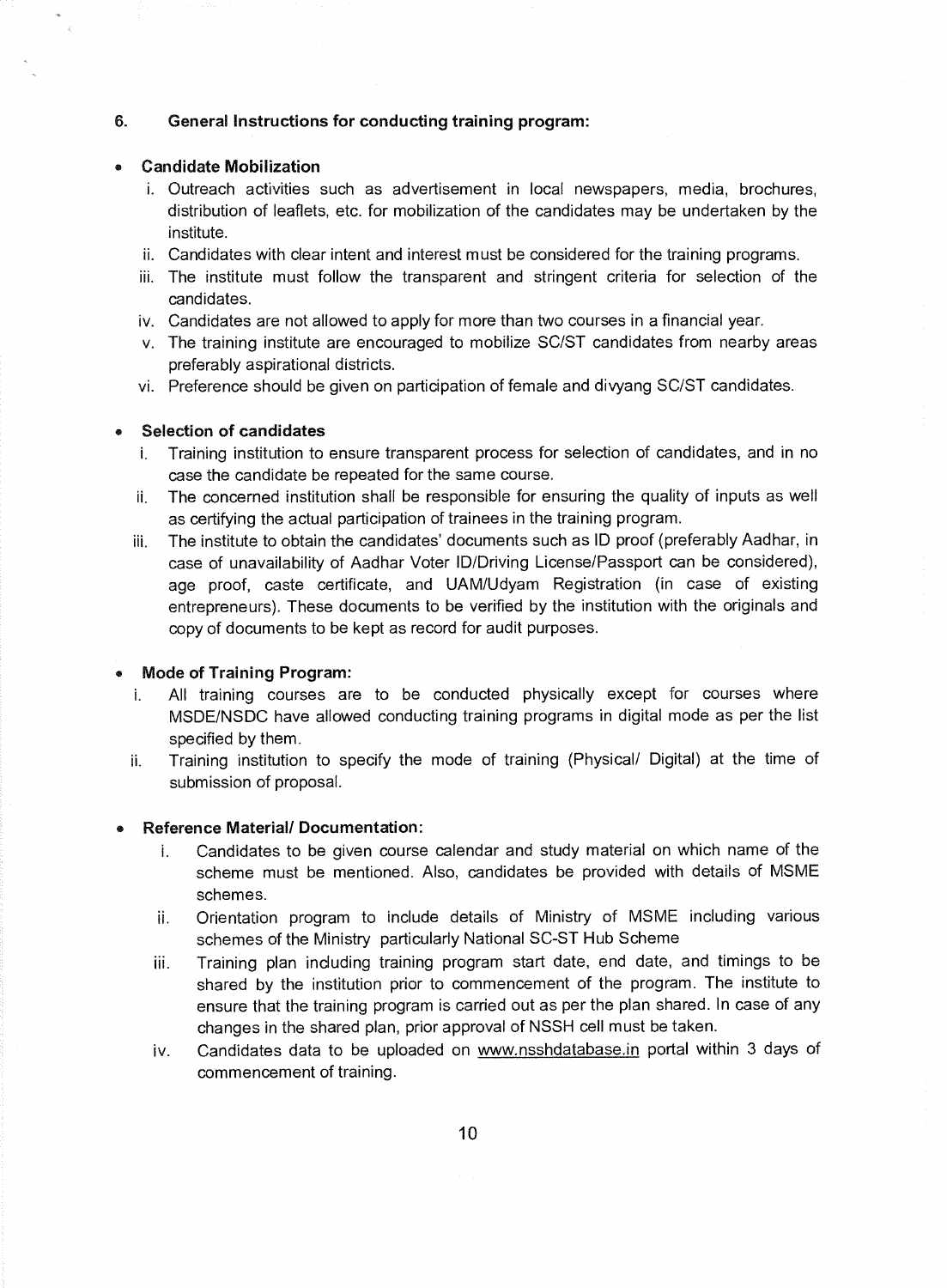## 6. General Instructions for conducting training program:

- **Candidate Mobilization**
  1. Outreach activities such as advertisement in local newspapers, media, brochures, distribution of leaflets, etc. for mobilization of the candidates may be undertaken by the institute.
  2. Candidates with clear intent and interest must be considered for the training programs.
  3. The institute must follow the transparent and stringent criteria for selection of the candidates.
  4. Candidates are not allowed to apply for more than two courses in a financial year.
  5. The training institute are encouraged to mobilize SC/ST candidates from nearby areas preferably aspirational districts.
  6. Preference should be given on participation of female and divyang SC/ST candidates.

- **Selection of candidates**
  1. Training institution to ensure transparent process for selection of candidates, and in no case the candidate be repeated for the same course.
  2. The concerned institution shall be responsible for ensuring the quality of inputs as well as certifying the actual participation of trainees in the training program.
  3. The institute to obtain the candidates' documents such as ID proof (preferably Aadhar, in case of unavailability of Aadhar Voter ID/Driving License/Passport can be considered), age proof, caste certificate, and UAM/Udyam Registration (in case of existing entrepreneurs). These documents to be verified by the institution with the originals and copy of documents to be kept as record for audit purposes.

- **Mode of Training Program:**
  1. All training courses are to be conducted physically except for courses where MSDE/NSDC have allowed conducting training programs in digital mode as per the list specified by them.
  2. Training institution to specify the mode of training (Physical/ Digital) at the time of submission of proposal.

- **Reference Material/ Documentation:**
  1. Candidates to be given course calendar and study material on which name of the scheme must be mentioned. Also, candidates be provided with details of MSME schemes.
  2. Orientation program to include details of Ministry of MSME including various schemes of the Ministry particularly National SC-ST Hub Scheme
  3. Training plan including training program start date, end date, and timings to be shared by the institution prior to commencement of the program. The institute to ensure that the training program is carried out as per the plan shared. In case of any changes in the shared plan, prior approval of NSSH cell must be taken.
  4. Candidates data to be uploaded on www.nsshdatabase.in portal within 3 days of commencement of training.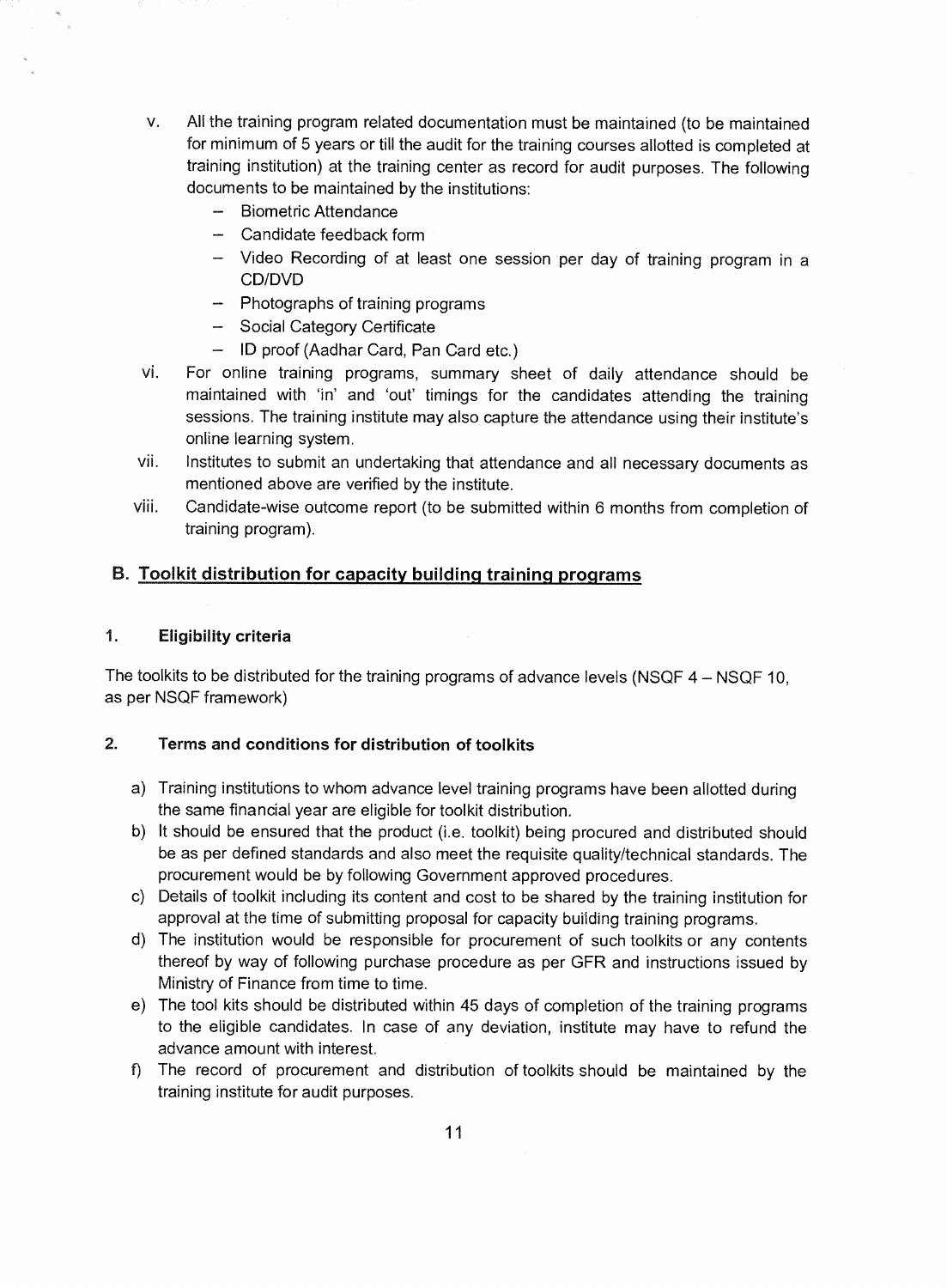v. All the training program related documentation must be maintained (to be maintained for minimum of 5 years or till the audit for the training courses allotted is completed at training institution) at the training center as record for audit purposes. The following documents to be maintained by the institutions:
   - Biometric Attendance
   - Candidate feedback form
   - Video Recording of at least one session per day of training program in a CD/DVD
   - Photographs of training programs
   - Social Category Certificate
   - ID proof (Aadhar Card, Pan Card etc.)

vi. For online training programs, summary sheet of daily attendance should be maintained with 'in' and 'out' timings for the candidates attending the training sessions. The training institute may also capture the attendance using their institute's online learning system.

vii. Institutes to submit an undertaking that attendance and all necessary documents as mentioned above are verified by the institute.

viii. Candidate-wise outcome report (to be submitted within 6 months from completion of training program).

## B. Toolkit distribution for capacity building training programs

### 1. Eligibility criteria

The toolkits to be distributed for the training programs of advance levels (NSQF 4 – NSQF 10, as per NSQF framework)

### 2. Terms and conditions for distribution of toolkits

a) Training institutions to whom advance level training programs have been allotted during the same financial year are eligible for toolkit distribution.

b) It should be ensured that the product (i.e. toolkit) being procured and distributed should be as per defined standards and also meet the requisite quality/technical standards. The procurement would be by following Government approved procedures.

c) Details of toolkit including its content and cost to be shared by the training institution for approval at the time of submitting proposal for capacity building training programs.

d) The institution would be responsible for procurement of such toolkits or any contents thereof by way of following purchase procedure as per GFR and instructions issued by Ministry of Finance from time to time.

e) The tool kits should be distributed within 45 days of completion of the training programs to the eligible candidates. In case of any deviation, institute may have to refund the advance amount with interest.

f) The record of procurement and distribution of toolkits should be maintained by the training institute for audit purposes.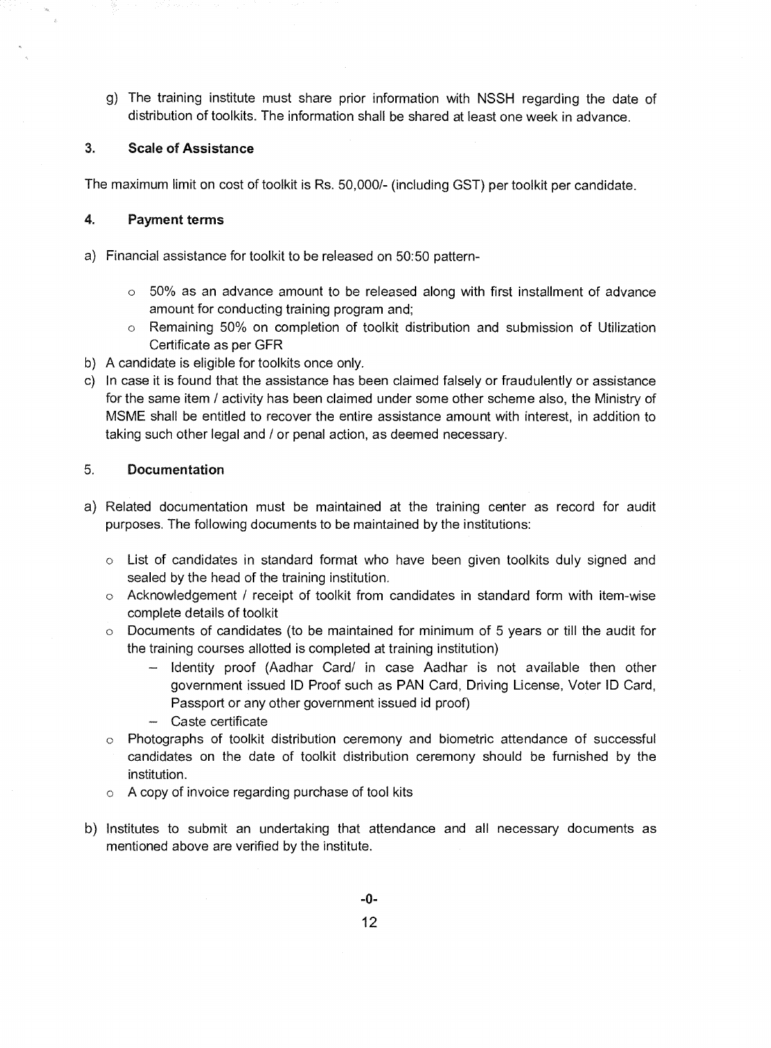g) The training institute must share prior information with NSSH regarding the date of distribution of toolkits. The information shall be shared at least one week in advance.

### 3. Scale of Assistance

The maximum limit on cost of toolkit is Rs. 50,000/- (including GST) per toolkit per candidate.

### 4. Payment terms

a) Financial assistance for toolkit to be released on 50:50 pattern-

   - 50% as an advance amount to be released along with first installment of advance amount for conducting training program and;
   - Remaining 50% on completion of toolkit distribution and submission of Utilization Certificate as per GFR

b) A candidate is eligible for toolkits once only.

c) In case it is found that the assistance has been claimed falsely or fraudulently or assistance for the same item / activity has been claimed under some other scheme also, the Ministry of MSME shall be entitled to recover the entire assistance amount with interest, in addition to taking such other legal and / or penal action, as deemed necessary.

### 5. Documentation

a) Related documentation must be maintained at the training center as record for audit purposes. The following documents to be maintained by the institutions:

   - List of candidates in standard format who have been given toolkits duly signed and sealed by the head of the training institution.
   - Acknowledgement / receipt of toolkit from candidates in standard form with item-wise complete details of toolkit
   - Documents of candidates (to be maintained for minimum of 5 years or till the audit for the training courses allotted is completed at training institution)
     - Identity proof (Aadhar Card/ in case Aadhar is not available then other government issued ID Proof such as PAN Card, Driving License, Voter ID Card, Passport or any other government issued id proof)
     - Caste certificate
   - Photographs of toolkit distribution ceremony and biometric attendance of successful candidates on the date of toolkit distribution ceremony should be furnished by the institution.
   - A copy of invoice regarding purchase of tool kits

b) Institutes to submit an undertaking that attendance and all necessary documents as mentioned above are verified by the institute.

-0-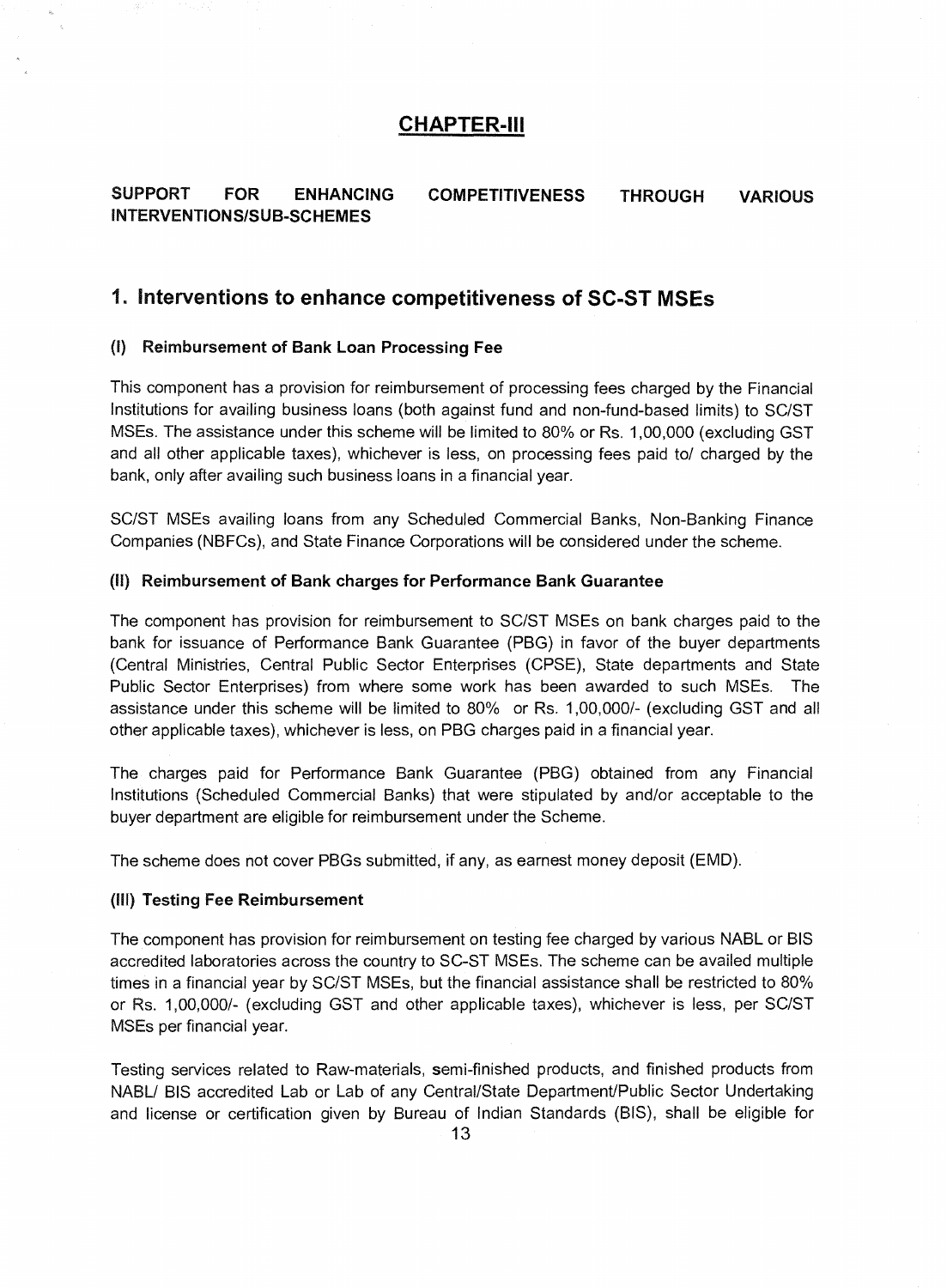## CHAPTER-III

### SUPPORT FOR ENHANCING COMPETITIVENESS THROUGH VARIOUS INTERVENTIONS/SUB-SCHEMES

## 1. Interventions to enhance competitiveness of SC-ST MSEs

### (I) Reimbursement of Bank Loan Processing Fee

This component has a provision for reimbursement of processing fees charged by the Financial Institutions for availing business loans (both against fund and non-fund-based limits) to SC/ST MSEs. The assistance under this scheme will be limited to 80% or Rs. 1,00,000 (excluding GST and all other applicable taxes), whichever is less, on processing fees paid to/ charged by the bank, only after availing such business loans in a financial year.

SC/ST MSEs availing loans from any Scheduled Commercial Banks, Non-Banking Finance Companies (NBFCs), and State Finance Corporations will be considered under the scheme.

### (II) Reimbursement of Bank charges for Performance Bank Guarantee

The component has provision for reimbursement to SC/ST MSEs on bank charges paid to the bank for issuance of Performance Bank Guarantee (PBG) in favor of the buyer departments (Central Ministries, Central Public Sector Enterprises (CPSE), State departments and State Public Sector Enterprises) from where some work has been awarded to such MSEs. The assistance under this scheme will be limited to 80% or Rs. 1,00,000/- (excluding GST and all other applicable taxes), whichever is less, on PBG charges paid in a financial year.

The charges paid for Performance Bank Guarantee (PBG) obtained from any Financial Institutions (Scheduled Commercial Banks) that were stipulated by and/or acceptable to the buyer department are eligible for reimbursement under the Scheme.

The scheme does not cover PBGs submitted, if any, as earnest money deposit (EMD).

### (III) Testing Fee Reimbursement

The component has provision for reimbursement on testing fee charged by various NABL or BIS accredited laboratories across the country to SC-ST MSEs. The scheme can be availed multiple times in a financial year by SC/ST MSEs, but the financial assistance shall be restricted to 80% or Rs. 1,00,000/- (excluding GST and other applicable taxes), whichever is less, per SC/ST MSEs per financial year.

Testing services related to Raw-materials, semi-finished products, and finished products from NABL/ BIS accredited Lab or Lab of any Central/State Department/Public Sector Undertaking and license or certification given by Bureau of Indian Standards (BIS), shall be eligible for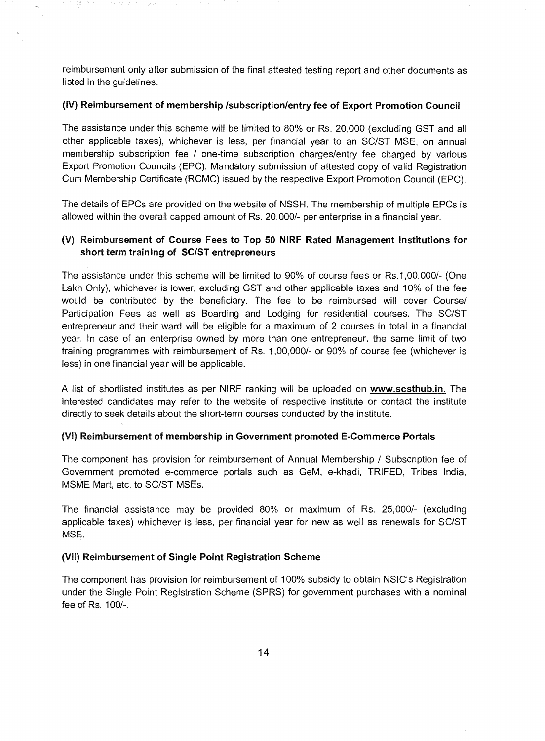reimbursement only after submission of the final attested testing report and other documents as listed in the guidelines.

### (IV) Reimbursement of membership /subscription/entry fee of Export Promotion Council

The assistance under this scheme will be limited to 80% or Rs. 20,000 (excluding GST and all other applicable taxes), whichever is less, per financial year to an SC/ST MSE, on annual membership subscription fee / one-time subscription charges/entry fee charged by various Export Promotion Councils (EPC). Mandatory submission of attested copy of valid Registration Cum Membership Certificate (RCMC) issued by the respective Export Promotion Council (EPC).

The details of EPCs are provided on the website of NSSH. The membership of multiple EPCs is allowed within the overall capped amount of Rs. 20,000/- per enterprise in a financial year.

### (V) Reimbursement of Course Fees to Top 50 NIRF Rated Management Institutions for short term training of SC/ST entrepreneurs

The assistance under this scheme will be limited to 90% of course fees or Rs.1,00,000/- (One Lakh Only), whichever is lower, excluding GST and other applicable taxes and 10% of the fee would be contributed by the beneficiary. The fee to be reimbursed will cover Course/ Participation Fees as well as Boarding and Lodging for residential courses. The SC/ST entrepreneur and their ward will be eligible for a maximum of 2 courses in total in a financial year. In case of an enterprise owned by more than one entrepreneur, the same limit of two training programmes with reimbursement of Rs. 1,00,000/- or 90% of course fee (whichever is less) in one financial year will be applicable.

A list of shortlisted institutes as per NIRF ranking will be uploaded on **www.scsthub.in.** The interested candidates may refer to the website of respective institute or contact the institute directly to seek details about the short-term courses conducted by the institute.

### (VI) Reimbursement of membership in Government promoted E-Commerce Portals

The component has provision for reimbursement of Annual Membership / Subscription fee of Government promoted e-commerce portals such as GeM, e-khadi, TRIFED, Tribes India, MSME Mart, etc. to SC/ST MSEs.

The financial assistance may be provided 80% or maximum of Rs. 25,000/- (excluding applicable taxes) whichever is less, per financial year for new as well as renewals for SC/ST MSE.

### (VII) Reimbursement of Single Point Registration Scheme

The component has provision for reimbursement of 100% subsidy to obtain NSIC's Registration under the Single Point Registration Scheme (SPRS) for government purchases with a nominal fee of Rs. 100/-.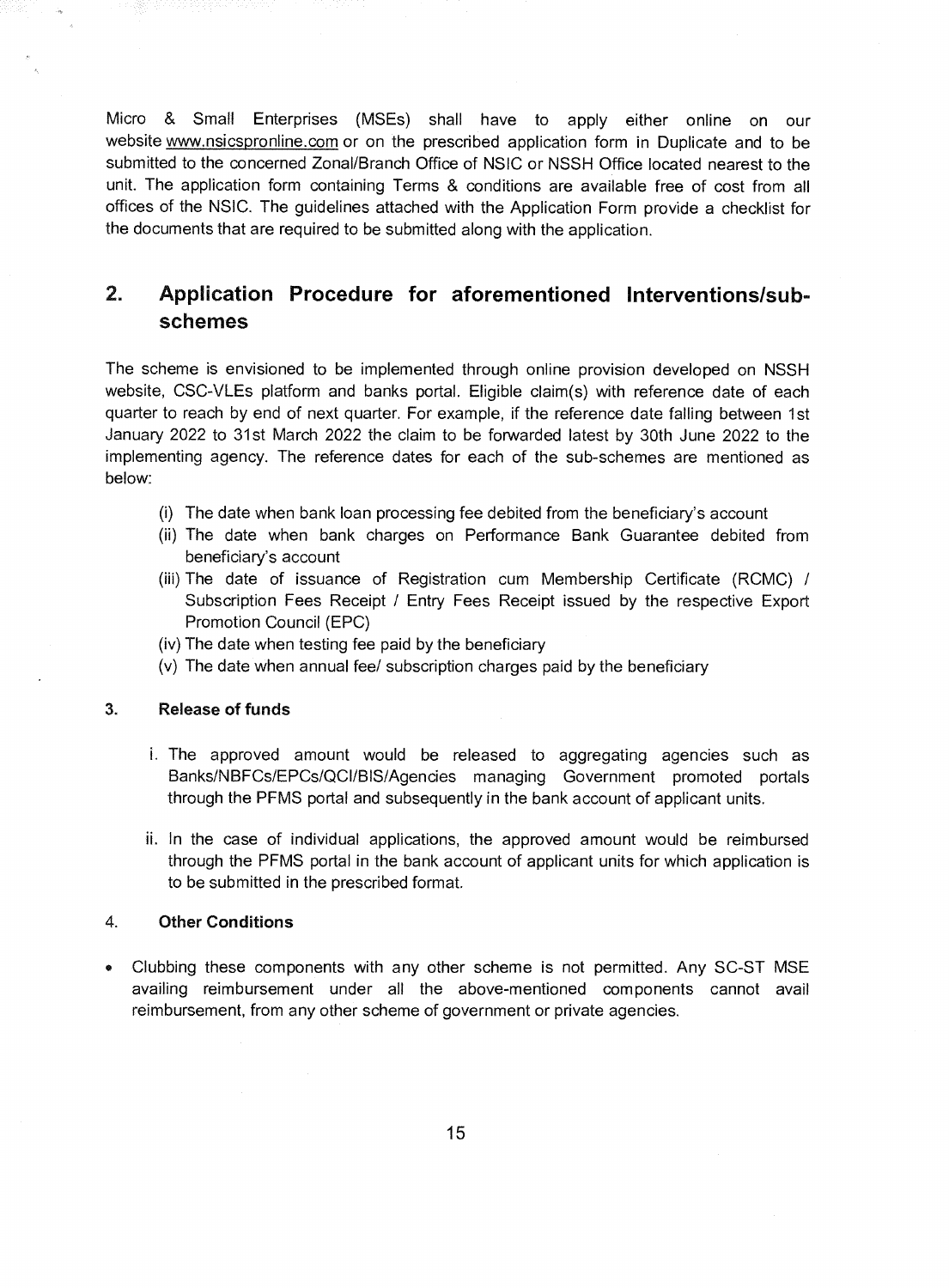Micro & Small Enterprises (MSEs) shall have to apply either online on our website www.nsicspronline.com or on the prescribed application form in Duplicate and to be submitted to the concerned Zonal/Branch Office of NSIC or NSSH Office located nearest to the unit. The application form containing Terms & conditions are available free of cost from all offices of the NSIC. The guidelines attached with the Application Form provide a checklist for the documents that are required to be submitted along with the application.

## 2. Application Procedure for aforementioned Interventions/sub-schemes

The scheme is envisioned to be implemented through online provision developed on NSSH website, CSC-VLEs platform and banks portal. Eligible claim(s) with reference date of each quarter to reach by end of next quarter. For example, if the reference date falling between 1st January 2022 to 31st March 2022 the claim to be forwarded latest by 30th June 2022 to the implementing agency. The reference dates for each of the sub-schemes are mentioned as below:

(i) The date when bank loan processing fee debited from the beneficiary's account
(ii) The date when bank charges on Performance Bank Guarantee debited from beneficiary's account
(iii) The date of issuance of Registration cum Membership Certificate (RCMC) / Subscription Fees Receipt / Entry Fees Receipt issued by the respective Export Promotion Council (EPC)
(iv) The date when testing fee paid by the beneficiary
(v) The date when annual fee/ subscription charges paid by the beneficiary

### 3. Release of funds

i. The approved amount would be released to aggregating agencies such as Banks/NBFCs/EPCs/QCI/BIS/Agencies managing Government promoted portals through the PFMS portal and subsequently in the bank account of applicant units.

ii. In the case of individual applications, the approved amount would be reimbursed through the PFMS portal in the bank account of applicant units for which application is to be submitted in the prescribed format.

### 4. Other Conditions

- Clubbing these components with any other scheme is not permitted. Any SC-ST MSE availing reimbursement under all the above-mentioned components cannot avail reimbursement, from any other scheme of government or private agencies.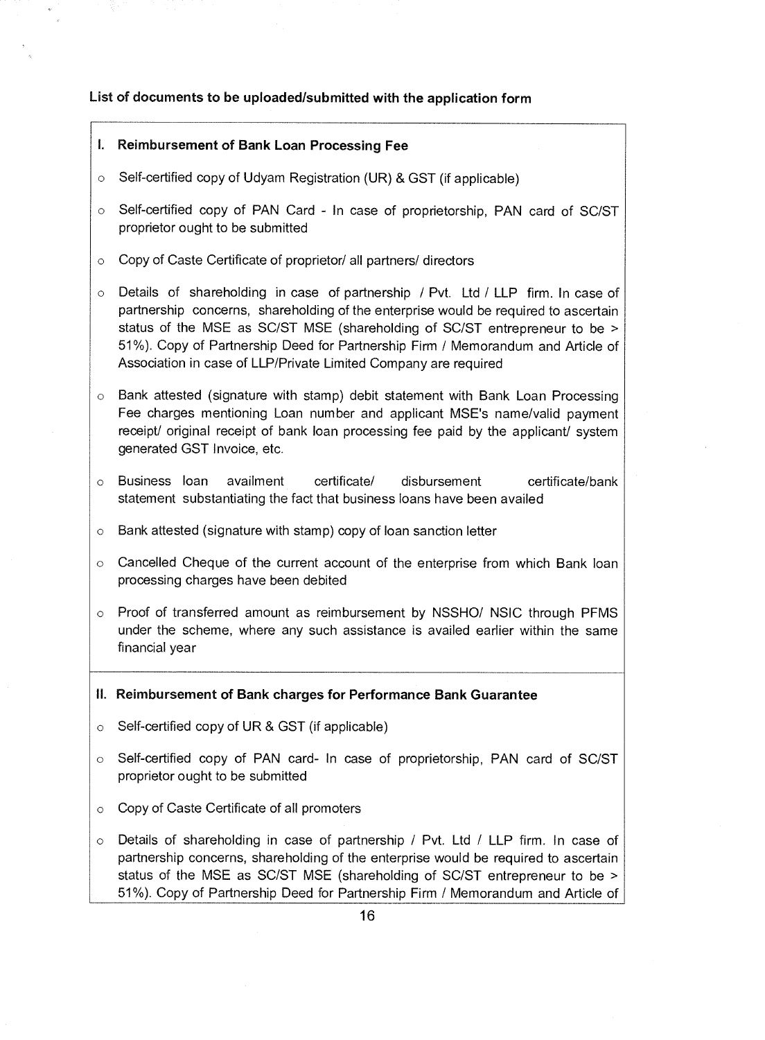**List of documents to be uploaded/submitted with the application form**

**I. Reimbursement of Bank Loan Processing Fee**

- Self-certified copy of Udyam Registration (UR) & GST (if applicable)
- Self-certified copy of PAN Card - In case of proprietorship, PAN card of SC/ST proprietor ought to be submitted
- Copy of Caste Certificate of proprietor/ all partners/ directors
- Details of shareholding in case of partnership / Pvt. Ltd / LLP firm. In case of partnership concerns, shareholding of the enterprise would be required to ascertain status of the MSE as SC/ST MSE (shareholding of SC/ST entrepreneur to be > 51%). Copy of Partnership Deed for Partnership Firm / Memorandum and Article of Association in case of LLP/Private Limited Company are required
- Bank attested (signature with stamp) debit statement with Bank Loan Processing Fee charges mentioning Loan number and applicant MSE's name/valid payment receipt/ original receipt of bank loan processing fee paid by the applicant/ system generated GST Invoice, etc.
- Business loan availment certificate/ disbursement certificate/bank statement substantiating the fact that business loans have been availed
- Bank attested (signature with stamp) copy of loan sanction letter
- Cancelled Cheque of the current account of the enterprise from which Bank loan processing charges have been debited
- Proof of transferred amount as reimbursement by NSSHO/ NSIC through PFMS under the scheme, where any such assistance is availed earlier within the same financial year

**II. Reimbursement of Bank charges for Performance Bank Guarantee**

- Self-certified copy of UR & GST (if applicable)
- Self-certified copy of PAN card- In case of proprietorship, PAN card of SC/ST proprietor ought to be submitted
- Copy of Caste Certificate of all promoters
- Details of shareholding in case of partnership / Pvt. Ltd / LLP firm. In case of partnership concerns, shareholding of the enterprise would be required to ascertain status of the MSE as SC/ST MSE (shareholding of SC/ST entrepreneur to be > 51%). Copy of Partnership Deed for Partnership Firm / Memorandum and Article of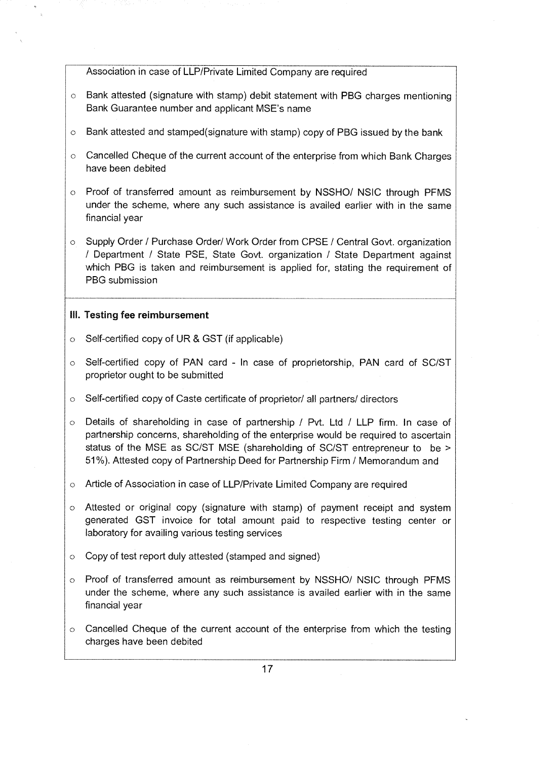Association in case of LLP/Private Limited Company are required

- Bank attested (signature with stamp) debit statement with PBG charges mentioning Bank Guarantee number and applicant MSE's name
- Bank attested and stamped(signature with stamp) copy of PBG issued by the bank
- Cancelled Cheque of the current account of the enterprise from which Bank Charges have been debited
- Proof of transferred amount as reimbursement by NSSHO/ NSIC through PFMS under the scheme, where any such assistance is availed earlier with in the same financial year
- Supply Order / Purchase Order/ Work Order from CPSE / Central Govt. organization / Department / State PSE, State Govt. organization / State Department against which PBG is taken and reimbursement is applied for, stating the requirement of PBG submission

**III. Testing fee reimbursement**

- Self-certified copy of UR & GST (if applicable)
- Self-certified copy of PAN card - In case of proprietorship, PAN card of SC/ST proprietor ought to be submitted
- Self-certified copy of Caste certificate of proprietor/ all partners/ directors
- Details of shareholding in case of partnership / Pvt. Ltd / LLP firm. In case of partnership concerns, shareholding of the enterprise would be required to ascertain status of the MSE as SC/ST MSE (shareholding of SC/ST entrepreneur to be > 51%). Attested copy of Partnership Deed for Partnership Firm / Memorandum and
- Article of Association in case of LLP/Private Limited Company are required
- Attested or original copy (signature with stamp) of payment receipt and system generated GST invoice for total amount paid to respective testing center or laboratory for availing various testing services
- Copy of test report duly attested (stamped and signed)
- Proof of transferred amount as reimbursement by NSSHO/ NSIC through PFMS under the scheme, where any such assistance is availed earlier with in the same financial year
- Cancelled Cheque of the current account of the enterprise from which the testing charges have been debited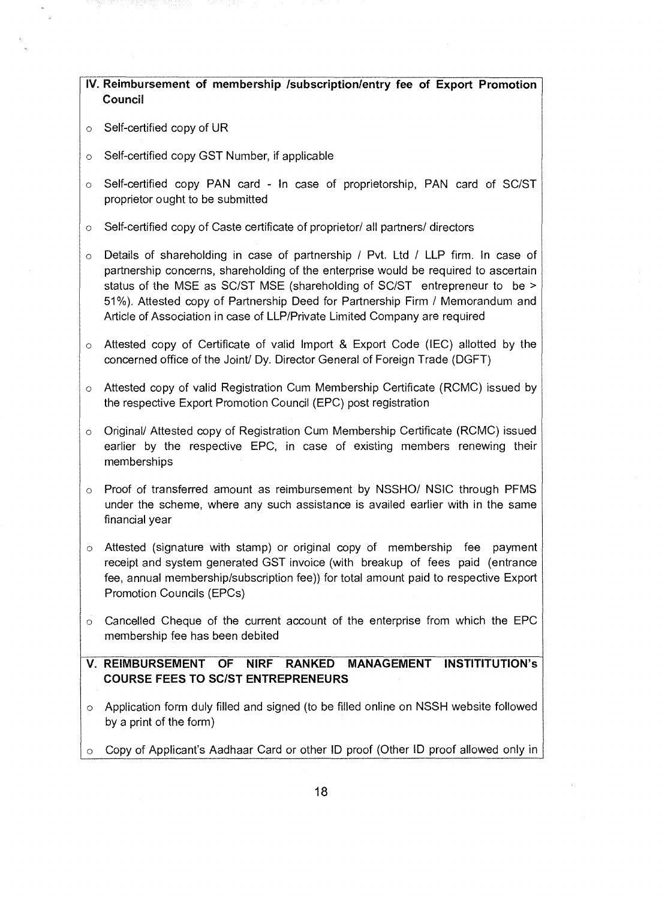## IV. Reimbursement of membership /subscription/entry fee of Export Promotion Council

- Self-certified copy of UR
- Self-certified copy GST Number, if applicable
- Self-certified copy PAN card - In case of proprietorship, PAN card of SC/ST proprietor ought to be submitted
- Self-certified copy of Caste certificate of proprietor/ all partners/ directors
- Details of shareholding in case of partnership / Pvt. Ltd / LLP firm. In case of partnership concerns, shareholding of the enterprise would be required to ascertain status of the MSE as SC/ST MSE (shareholding of SC/ST entrepreneur to be > 51%). Attested copy of Partnership Deed for Partnership Firm / Memorandum and Article of Association in case of LLP/Private Limited Company are required
- Attested copy of Certificate of valid Import & Export Code (IEC) allotted by the concerned office of the Joint/ Dy. Director General of Foreign Trade (DGFT)
- Attested copy of valid Registration Cum Membership Certificate (RCMC) issued by the respective Export Promotion Council (EPC) post registration
- Original/ Attested copy of Registration Cum Membership Certificate (RCMC) issued earlier by the respective EPC, in case of existing members renewing their memberships
- Proof of transferred amount as reimbursement by NSSHO/ NSIC through PFMS under the scheme, where any such assistance is availed earlier with in the same financial year
- Attested (signature with stamp) or original copy of membership fee payment receipt and system generated GST invoice (with breakup of fees paid (entrance fee, annual membership/subscription fee)) for total amount paid to respective Export Promotion Councils (EPCs)
- Cancelled Cheque of the current account of the enterprise from which the EPC membership fee has been debited

## V. REIMBURSEMENT OF NIRF RANKED MANAGEMENT INSTITITUTION's COURSE FEES TO SC/ST ENTREPRENEURS

- Application form duly filled and signed (to be filled online on NSSH website followed by a print of the form)
- Copy of Applicant's Aadhaar Card or other ID proof (Other ID proof allowed only in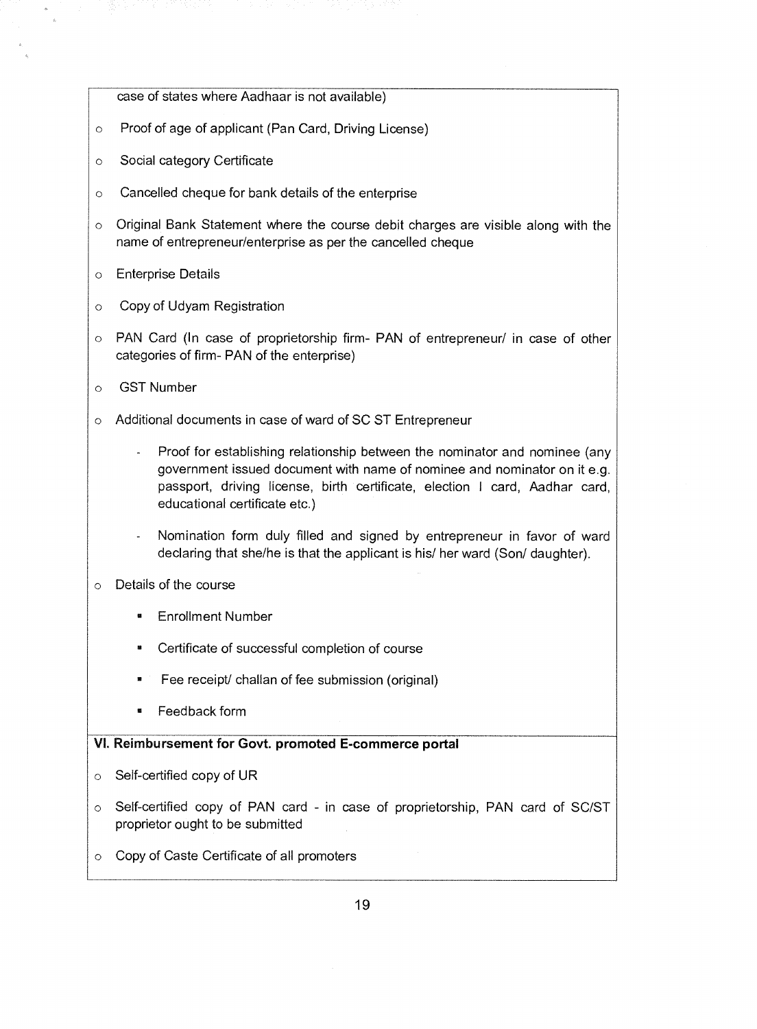case of states where Aadhaar is not available)

- Proof of age of applicant (Pan Card, Driving License)
- Social category Certificate
- Cancelled cheque for bank details of the enterprise
- Original Bank Statement where the course debit charges are visible along with the name of entrepreneur/enterprise as per the cancelled cheque
- Enterprise Details
- Copy of Udyam Registration
- PAN Card (In case of proprietorship firm- PAN of entrepreneur/ in case of other categories of firm- PAN of the enterprise)
- GST Number
- Additional documents in case of ward of SC ST Entrepreneur
  - Proof for establishing relationship between the nominator and nominee (any government issued document with name of nominee and nominator on it e.g. passport, driving license, birth certificate, election I card, Aadhar card, educational certificate etc.)
  - Nomination form duly filled and signed by entrepreneur in favor of ward declaring that she/he is that the applicant is his/ her ward (Son/ daughter).
- Details of the course
  - Enrollment Number
  - Certificate of successful completion of course
  - Fee receipt/ challan of fee submission (original)
  - Feedback form

**VI. Reimbursement for Govt. promoted E-commerce portal**

- Self-certified copy of UR
- Self-certified copy of PAN card - in case of proprietorship, PAN card of SC/ST proprietor ought to be submitted
- Copy of Caste Certificate of all promoters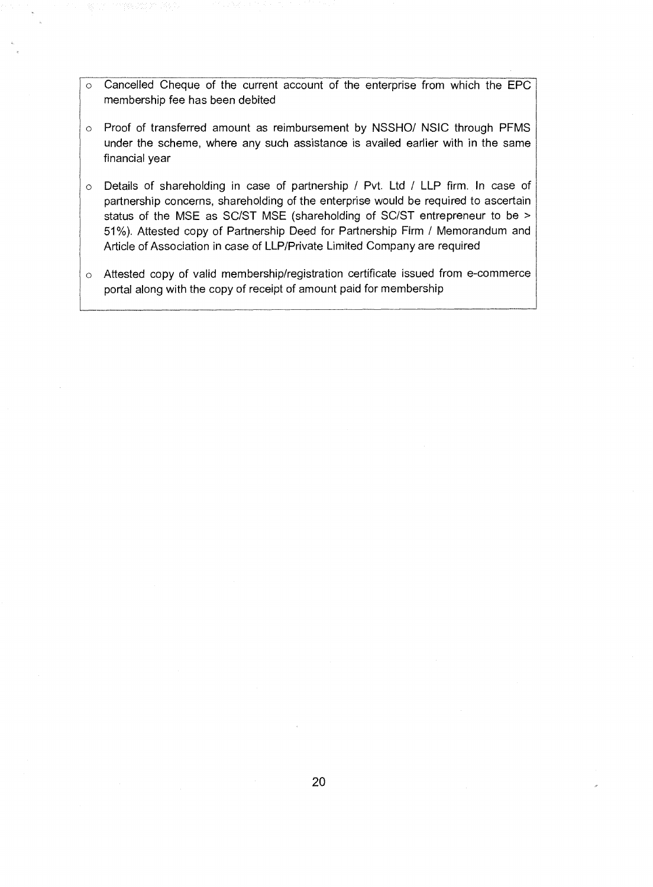- Cancelled Cheque of the current account of the enterprise from which the EPC membership fee has been debited
- Proof of transferred amount as reimbursement by NSSHO/ NSIC through PFMS under the scheme, where any such assistance is availed earlier with in the same financial year
- Details of shareholding in case of partnership / Pvt. Ltd / LLP firm. In case of partnership concerns, shareholding of the enterprise would be required to ascertain status of the MSE as SC/ST MSE (shareholding of SC/ST entrepreneur to be > 51%). Attested copy of Partnership Deed for Partnership Firm / Memorandum and Article of Association in case of LLP/Private Limited Company are required
- Attested copy of valid membership/registration certificate issued from e-commerce portal along with the copy of receipt of amount paid for membership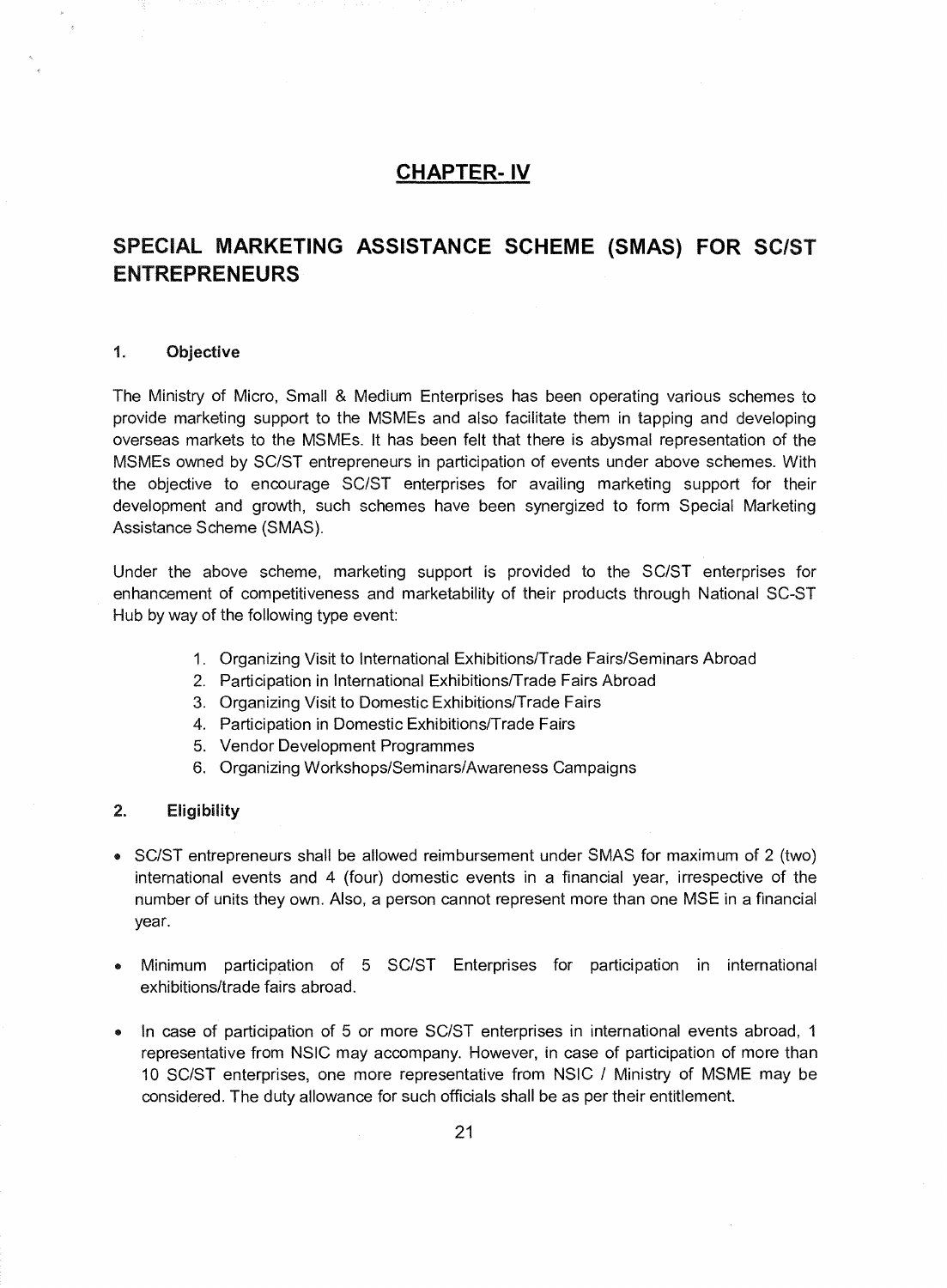# CHAPTER- IV

## SPECIAL MARKETING ASSISTANCE SCHEME (SMAS) FOR SC/ST ENTREPRENEURS

### 1. Objective

The Ministry of Micro, Small & Medium Enterprises has been operating various schemes to provide marketing support to the MSMEs and also facilitate them in tapping and developing overseas markets to the MSMEs. It has been felt that there is abysmal representation of the MSMEs owned by SC/ST entrepreneurs in participation of events under above schemes. With the objective to encourage SC/ST enterprises for availing marketing support for their development and growth, such schemes have been synergized to form Special Marketing Assistance Scheme (SMAS).

Under the above scheme, marketing support is provided to the SC/ST enterprises for enhancement of competitiveness and marketability of their products through National SC-ST Hub by way of the following type event:

1. Organizing Visit to International Exhibitions/Trade Fairs/Seminars Abroad
2. Participation in International Exhibitions/Trade Fairs Abroad
3. Organizing Visit to Domestic Exhibitions/Trade Fairs
4. Participation in Domestic Exhibitions/Trade Fairs
5. Vendor Development Programmes
6. Organizing Workshops/Seminars/Awareness Campaigns

### 2. Eligibility

- SC/ST entrepreneurs shall be allowed reimbursement under SMAS for maximum of 2 (two) international events and 4 (four) domestic events in a financial year, irrespective of the number of units they own. Also, a person cannot represent more than one MSE in a financial year.

- Minimum participation of 5 SC/ST Enterprises for participation in international exhibitions/trade fairs abroad.

- In case of participation of 5 or more SC/ST enterprises in international events abroad, 1 representative from NSIC may accompany. However, in case of participation of more than 10 SC/ST enterprises, one more representative from NSIC / Ministry of MSME may be considered. The duty allowance for such officials shall be as per their entitlement.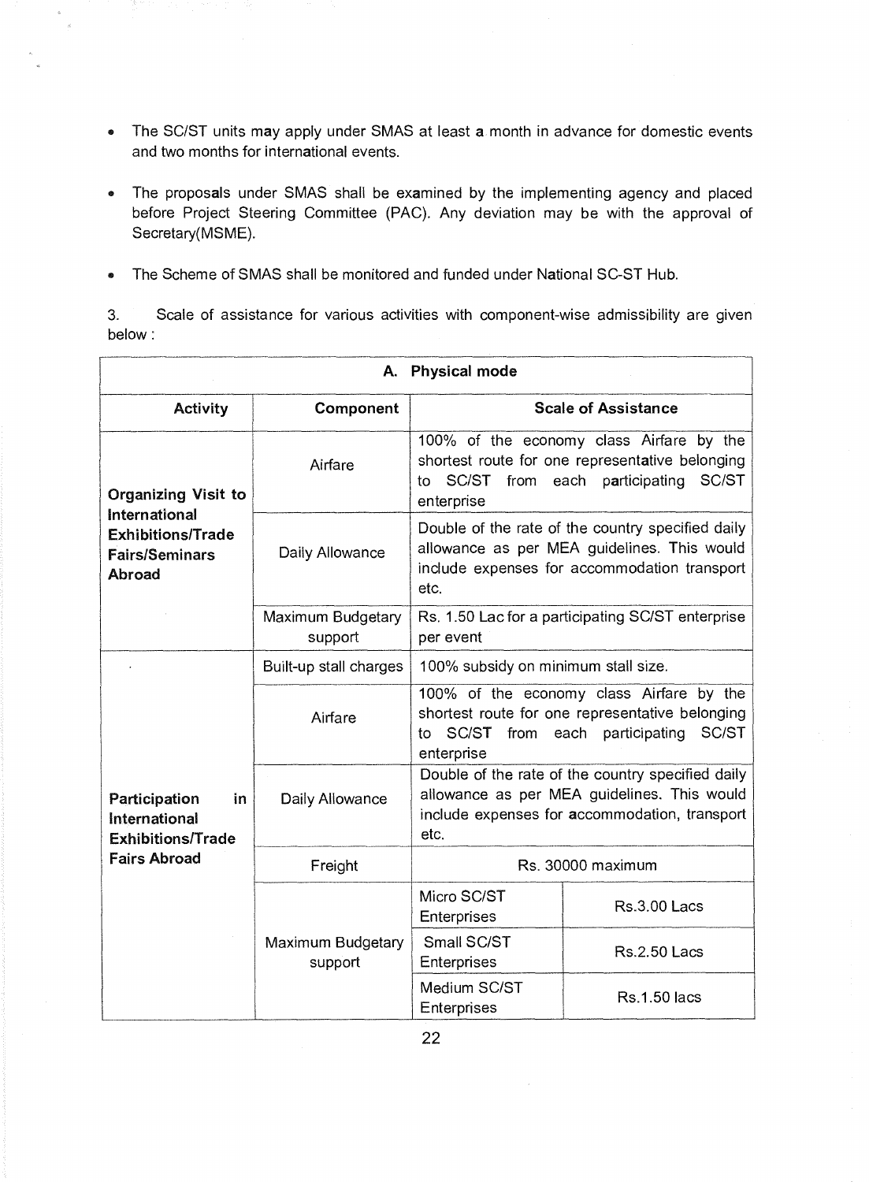- The SC/ST units may apply under SMAS at least a month in advance for domestic events and two months for international events.

- The proposals under SMAS shall be examined by the implementing agency and placed before Project Steering Committee (PAC). Any deviation may be with the approval of Secretary(MSME).

- The Scheme of SMAS shall be monitored and funded under National SC-ST Hub.

3. Scale of assistance for various activities with component-wise admissibility are given below :

| A. Physical mode | | | |
|---|---|---|---|
| **Activity** | **Component** | **Scale of Assistance** | |
| **Organizing Visit to International Exhibitions/Trade Fairs/Seminars Abroad** | Airfare | 100% of the economy class Airfare by the shortest route for one representative belonging to SC/ST from each participating SC/ST enterprise | |
| | Daily Allowance | Double of the rate of the country specified daily allowance as per MEA guidelines. This would include expenses for accommodation transport etc. | |
| | Maximum Budgetary support | Rs. 1.50 Lac for a participating SC/ST enterprise per event | |
| **Participation in International Exhibitions/Trade Fairs Abroad** | Built-up stall charges | 100% subsidy on minimum stall size. | |
| | Airfare | 100% of the economy class Airfare by the shortest route for one representative belonging to SC/ST from each participating SC/ST enterprise | |
| | Daily Allowance | Double of the rate of the country specified daily allowance as per MEA guidelines. This would include expenses for accommodation, transport etc. | |
| | Freight | Rs. 30000 maximum | |
| | Maximum Budgetary support | Micro SC/ST Enterprises | Rs.3.00 Lacs |
| | | Small SC/ST Enterprises | Rs.2.50 Lacs |
| | | Medium SC/ST Enterprises | Rs.1.50 lacs |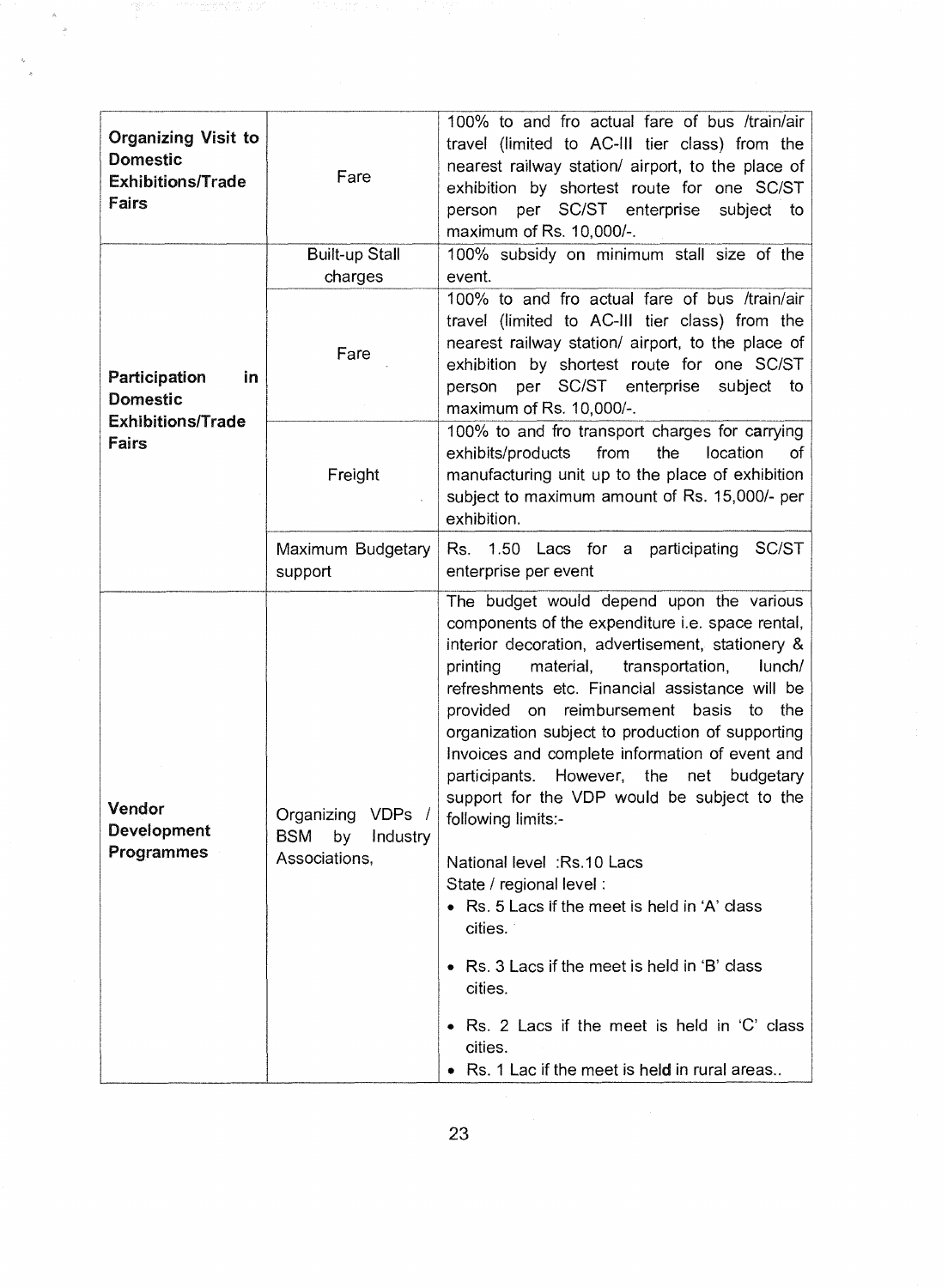| | | |
|---|---|---|
| **Organizing Visit to Domestic Exhibitions/Trade Fairs** | Fare | 100% to and fro actual fare of bus /train/air travel (limited to AC-III tier class) from the nearest railway station/ airport, to the place of exhibition by shortest route for one SC/ST person per SC/ST enterprise subject to maximum of Rs. 10,000/-. |
| **Participation in Domestic Exhibitions/Trade Fairs** | Built-up Stall charges | 100% subsidy on minimum stall size of the event. |
| | Fare | 100% to and fro actual fare of bus /train/air travel (limited to AC-III tier class) from the nearest railway station/ airport, to the place of exhibition by shortest route for one SC/ST person per SC/ST enterprise subject to maximum of Rs. 10,000/-. |
| | Freight | 100% to and fro transport charges for carrying exhibits/products from the location of manufacturing unit up to the place of exhibition subject to maximum amount of Rs. 15,000/- per exhibition. |
| | Maximum Budgetary support | Rs. 1.50 Lacs for a participating SC/ST enterprise per event |
| **Vendor Development Programmes** | Organizing VDPs / BSM by Industry Associations, | The budget would depend upon the various components of the expenditure i.e. space rental, interior decoration, advertisement, stationery & printing material, transportation, lunch/ refreshments etc. Financial assistance will be provided on reimbursement basis to the organization subject to production of supporting Invoices and complete information of event and participants. However, the net budgetary support for the VDP would be subject to the following limits:-<br><br>National level :Rs.10 Lacs<br>State / regional level :<br>• Rs. 5 Lacs if the meet is held in 'A' class cities.<br>• Rs. 3 Lacs if the meet is held in 'B' class cities.<br>• Rs. 2 Lacs if the meet is held in 'C' class cities.<br>• Rs. 1 Lac if the meet is held in rural areas.. |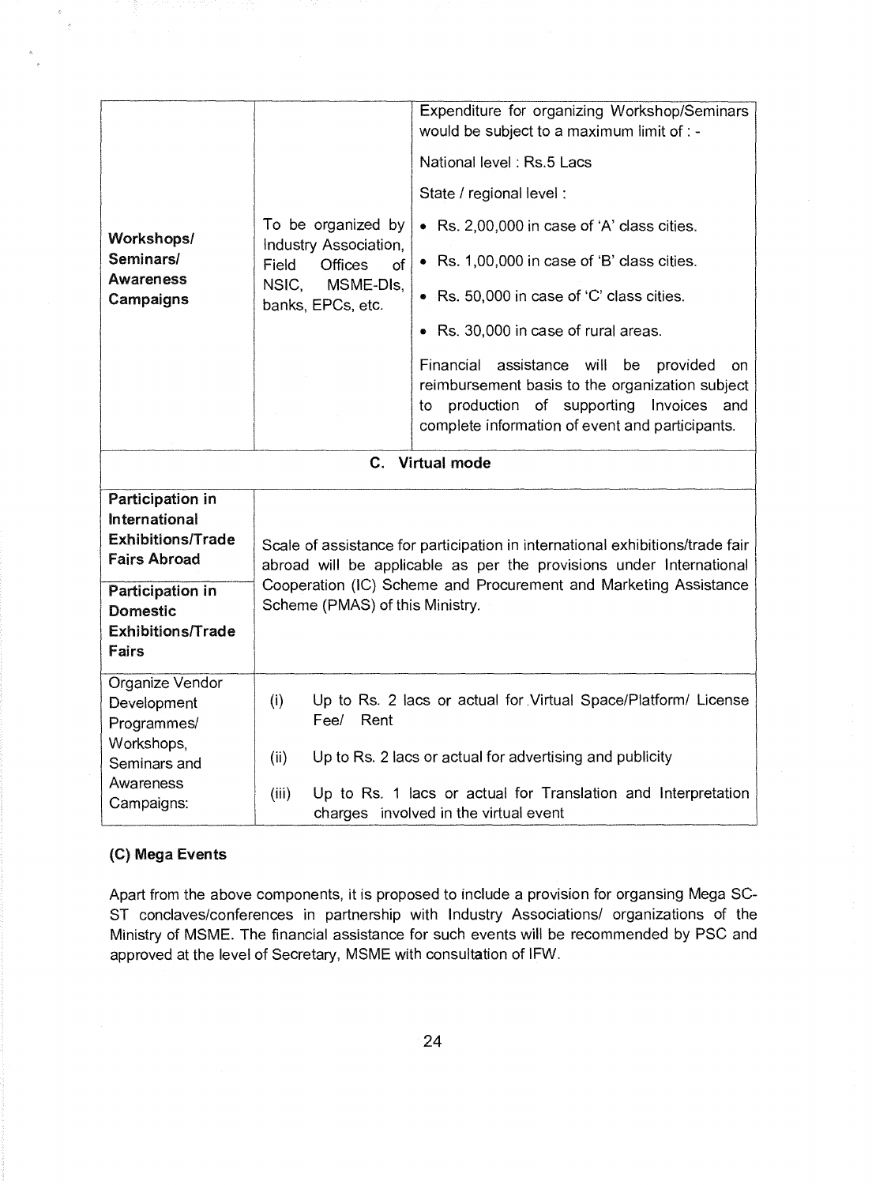| | | |
|---|---|---|
| **Workshops/ Seminars/ Awareness Campaigns** | To be organized by Industry Association, Field Offices of NSIC, MSME-DIs, banks, EPCs, etc. | Expenditure for organizing Workshop/Seminars would be subject to a maximum limit of : -<br><br>National level : Rs.5 Lacs<br><br>State / regional level :<br><br>• Rs. 2,00,000 in case of 'A' class cities.<br>• Rs. 1,00,000 in case of 'B' class cities.<br>• Rs. 50,000 in case of 'C' class cities.<br>• Rs. 30,000 in case of rural areas.<br><br>Financial assistance will be provided on reimbursement basis to the organization subject to production of supporting Invoices and complete information of event and participants. |
| **C. Virtual mode** | | |
| **Participation in International Exhibitions/Trade Fairs Abroad** | Scale of assistance for participation in international exhibitions/trade fair abroad will be applicable as per the provisions under International Cooperation (IC) Scheme and Procurement and Marketing Assistance Scheme (PMAS) of this Ministry. | |
| **Participation in Domestic Exhibitions/Trade Fairs** | | |
| Organize Vendor Development Programmes/ Workshops, Seminars and Awareness Campaigns: | (i) Up to Rs. 2 lacs or actual for Virtual Space/Platform/ License Fee/ Rent<br><br>(ii) Up to Rs. 2 lacs or actual for advertising and publicity<br><br>(iii) Up to Rs. 1 lacs or actual for Translation and Interpretation charges involved in the virtual event | |

**(C) Mega Events**

Apart from the above components, it is proposed to include a provision for organsing Mega SC-ST conclaves/conferences in partnership with Industry Associations/ organizations of the Ministry of MSME. The financial assistance for such events will be recommended by PSC and approved at the level of Secretary, MSME with consultation of IFW.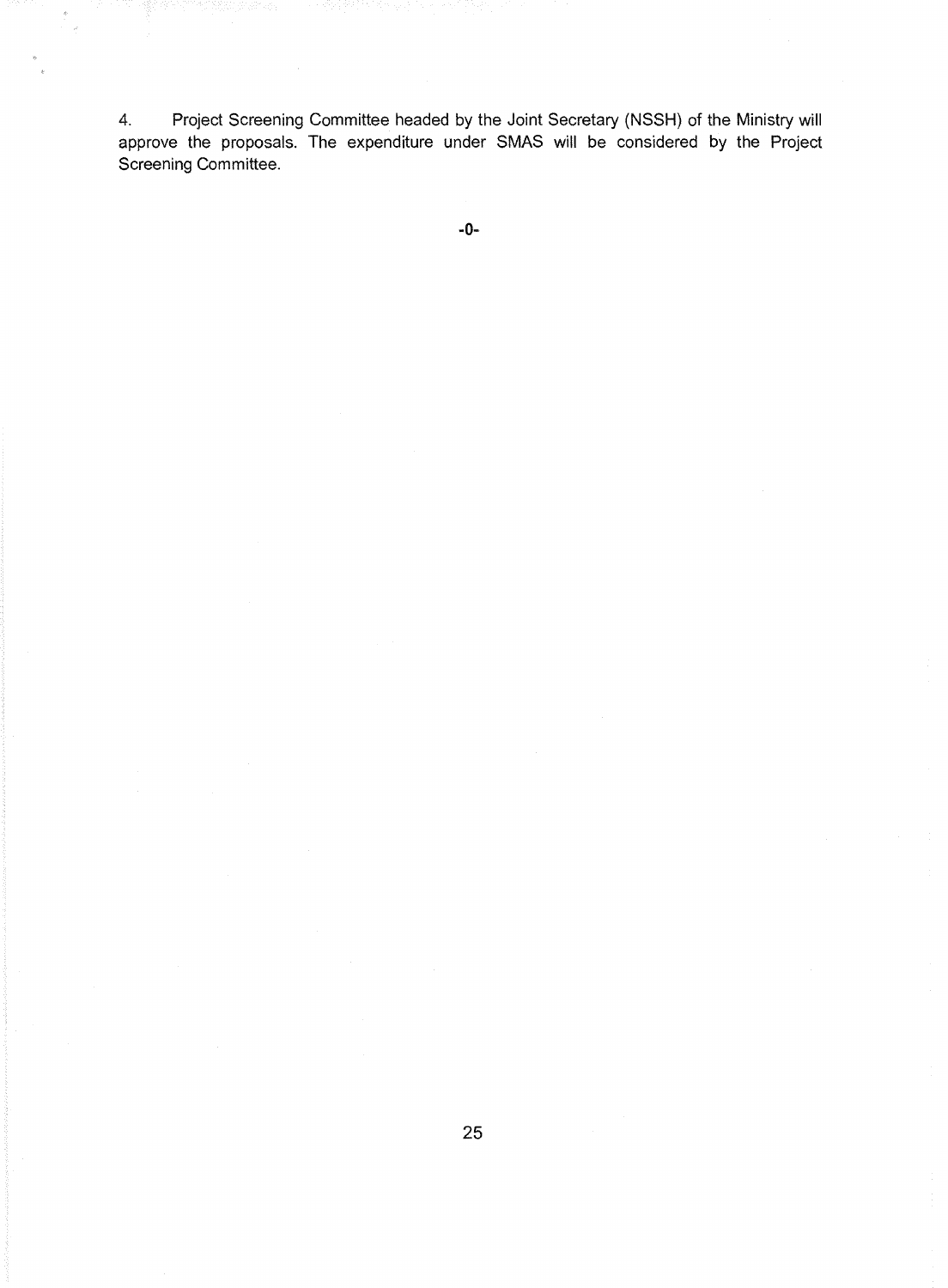4. Project Screening Committee headed by the Joint Secretary (NSSH) of the Ministry will approve the proposals. The expenditure under SMAS will be considered by the Project Screening Committee.

-0-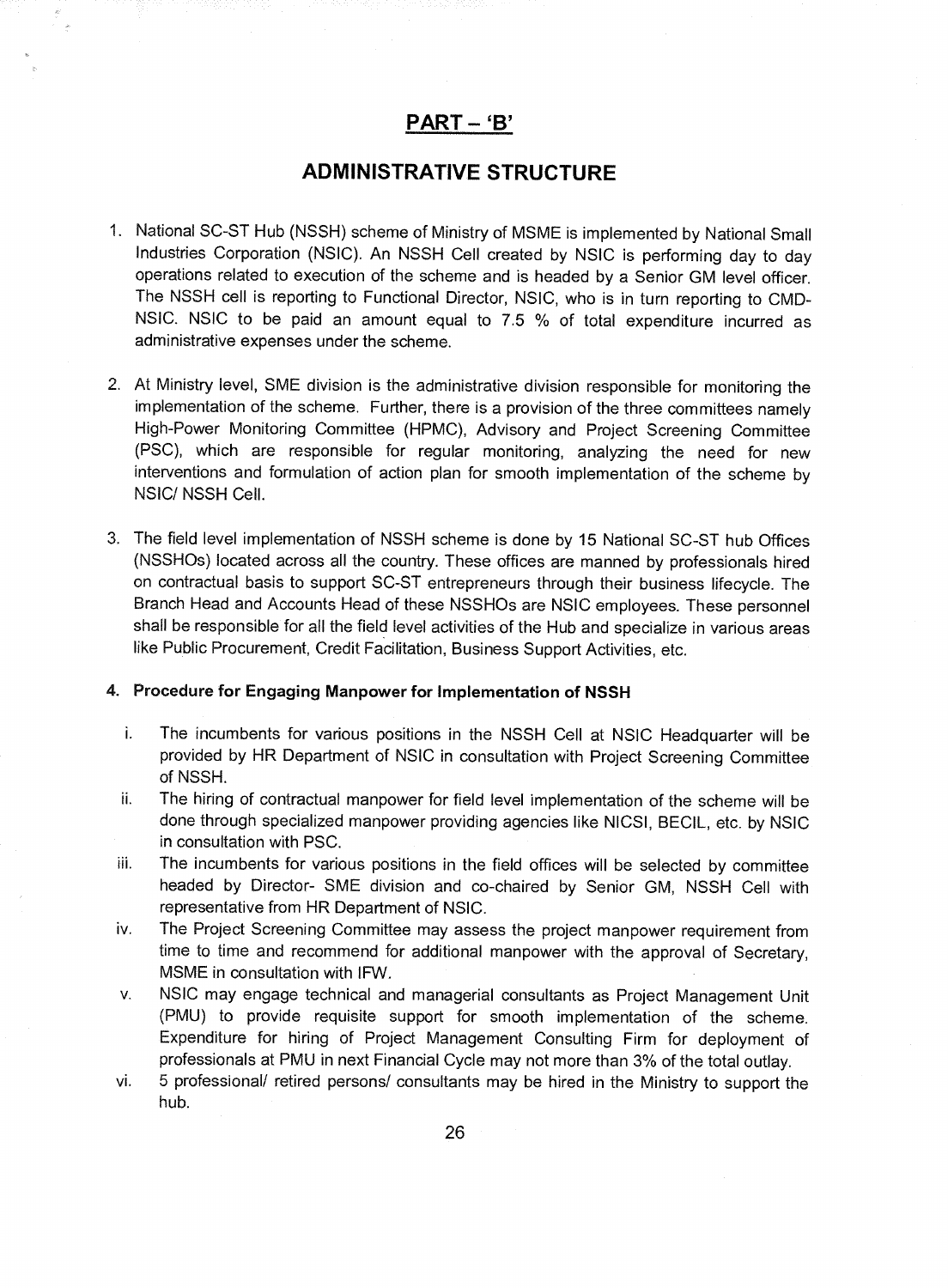# PART – 'B'

## ADMINISTRATIVE STRUCTURE

1. National SC-ST Hub (NSSH) scheme of Ministry of MSME is implemented by National Small Industries Corporation (NSIC). An NSSH Cell created by NSIC is performing day to day operations related to execution of the scheme and is headed by a Senior GM level officer. The NSSH cell is reporting to Functional Director, NSIC, who is in turn reporting to CMD-NSIC. NSIC to be paid an amount equal to 7.5 % of total expenditure incurred as administrative expenses under the scheme.

2. At Ministry level, SME division is the administrative division responsible for monitoring the implementation of the scheme. Further, there is a provision of the three committees namely High-Power Monitoring Committee (HPMC), Advisory and Project Screening Committee (PSC), which are responsible for regular monitoring, analyzing the need for new interventions and formulation of action plan for smooth implementation of the scheme by NSIC/ NSSH Cell.

3. The field level implementation of NSSH scheme is done by 15 National SC-ST hub Offices (NSSHOs) located across all the country. These offices are manned by professionals hired on contractual basis to support SC-ST entrepreneurs through their business lifecycle. The Branch Head and Accounts Head of these NSSHOs are NSIC employees. These personnel shall be responsible for all the field level activities of the Hub and specialize in various areas like Public Procurement, Credit Facilitation, Business Support Activities, etc.

4. **Procedure for Engaging Manpower for Implementation of NSSH**

   i. The incumbents for various positions in the NSSH Cell at NSIC Headquarter will be provided by HR Department of NSIC in consultation with Project Screening Committee of NSSH.

   ii. The hiring of contractual manpower for field level implementation of the scheme will be done through specialized manpower providing agencies like NICSI, BECIL, etc. by NSIC in consultation with PSC.

   iii. The incumbents for various positions in the field offices will be selected by committee headed by Director- SME division and co-chaired by Senior GM, NSSH Cell with representative from HR Department of NSIC.

   iv. The Project Screening Committee may assess the project manpower requirement from time to time and recommend for additional manpower with the approval of Secretary, MSME in consultation with IFW.

   v. NSIC may engage technical and managerial consultants as Project Management Unit (PMU) to provide requisite support for smooth implementation of the scheme. Expenditure for hiring of Project Management Consulting Firm for deployment of professionals at PMU in next Financial Cycle may not more than 3% of the total outlay.

   vi. 5 professional/ retired persons/ consultants may be hired in the Ministry to support the hub.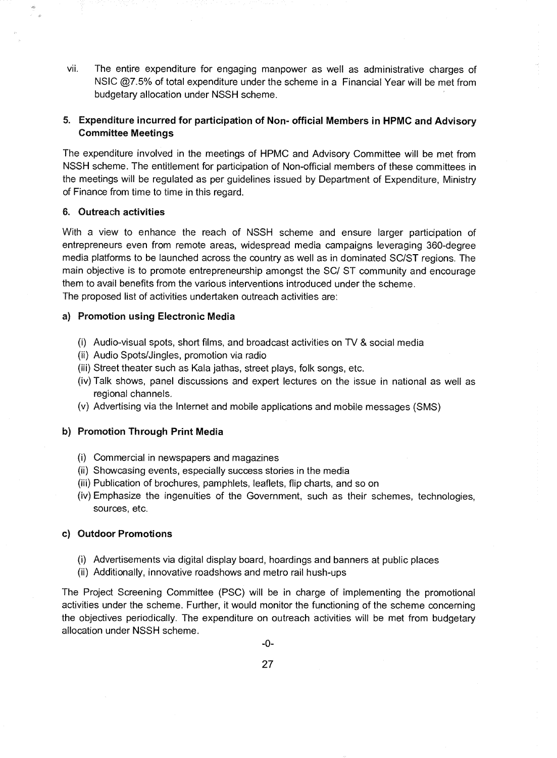vii. The entire expenditure for engaging manpower as well as administrative charges of NSIC @7.5% of total expenditure under the scheme in a Financial Year will be met from budgetary allocation under NSSH scheme.

## 5. Expenditure incurred for participation of Non- official Members in HPMC and Advisory Committee Meetings

The expenditure involved in the meetings of HPMC and Advisory Committee will be met from NSSH scheme. The entitlement for participation of Non-official members of these committees in the meetings will be regulated as per guidelines issued by Department of Expenditure, Ministry of Finance from time to time in this regard.

## 6. Outreach activities

With a view to enhance the reach of NSSH scheme and ensure larger participation of entrepreneurs even from remote areas, widespread media campaigns leveraging 360-degree media platforms to be launched across the country as well as in dominated SC/ST regions. The main objective is to promote entrepreneurship amongst the SC/ ST community and encourage them to avail benefits from the various interventions introduced under the scheme.
The proposed list of activities undertaken outreach activities are:

### a) Promotion using Electronic Media

(i) Audio-visual spots, short films, and broadcast activities on TV & social media
(ii) Audio Spots/Jingles, promotion via radio
(iii) Street theater such as Kala jathas, street plays, folk songs, etc.
(iv) Talk shows, panel discussions and expert lectures on the issue in national as well as regional channels.
(v) Advertising via the Internet and mobile applications and mobile messages (SMS)

### b) Promotion Through Print Media

(i) Commercial in newspapers and magazines
(ii) Showcasing events, especially success stories in the media
(iii) Publication of brochures, pamphlets, leaflets, flip charts, and so on
(iv) Emphasize the ingenuities of the Government, such as their schemes, technologies, sources, etc.

### c) Outdoor Promotions

(i) Advertisements via digital display board, hoardings and banners at public places
(ii) Additionally, innovative roadshows and metro rail hush-ups

The Project Screening Committee (PSC) will be in charge of implementing the promotional activities under the scheme. Further, it would monitor the functioning of the scheme concerning the objectives periodically. The expenditure on outreach activities will be met from budgetary allocation under NSSH scheme.

-0-